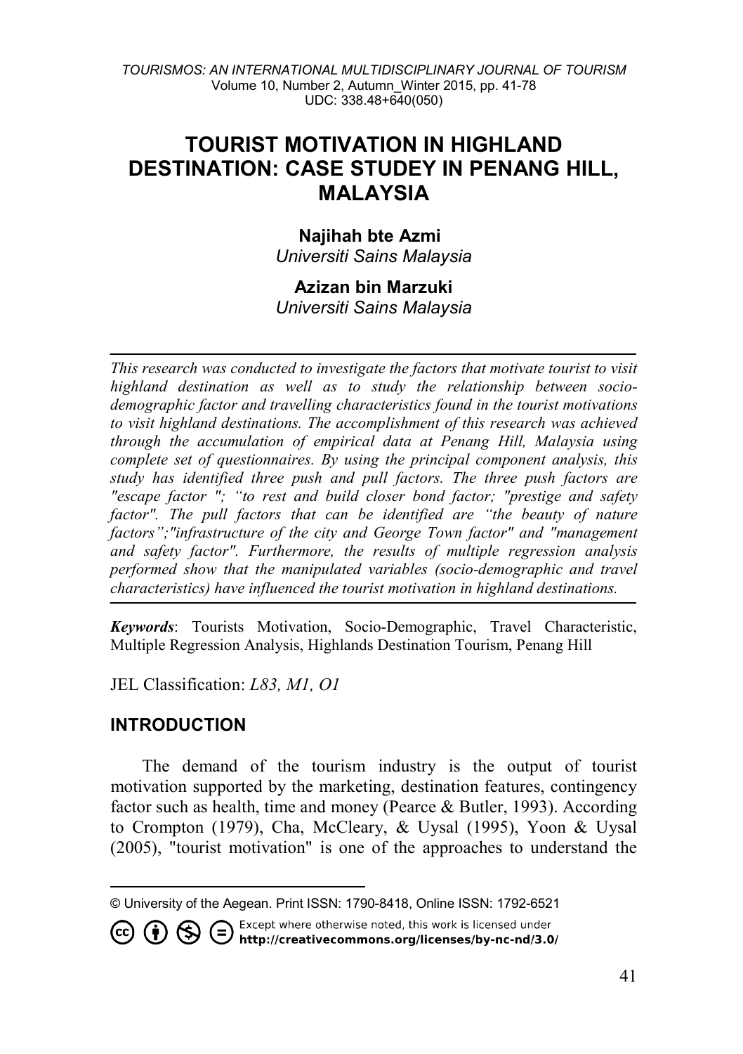# TOURIST MOTIVATION IN HIGHLAND DESTINATION: CASE STUDEY IN PENANG HILL, MALAYSIA

**Najihah bte Azmi**
*Universiti Sains Malaysia*

**Azizan bin Marzuki**
*Universiti Sains Malaysia*

---

*This research was conducted to investigate the factors that motivate tourist to visit highland destination as well as to study the relationship between socio-demographic factor and travelling characteristics found in the tourist motivations to visit highland destinations. The accomplishment of this research was achieved through the accumulation of empirical data at Penang Hill, Malaysia using complete set of questionnaires. By using the principal component analysis, this study has identified three push and pull factors. The three push factors are "escape factor "; "to rest and build closer bond factor; "prestige and safety factor". The pull factors that can be identified are "the beauty of nature factors";"infrastructure of the city and George Town factor" and "management and safety factor". Furthermore, the results of multiple regression analysis performed show that the manipulated variables (socio-demographic and travel characteristics) have influenced the tourist motivation in highland destinations.*

---

***Keywords***: Tourists Motivation, Socio-Demographic, Travel Characteristic, Multiple Regression Analysis, Highlands Destination Tourism, Penang Hill

JEL Classification: *L83, M1, O1*

## INTRODUCTION

The demand of the tourism industry is the output of tourist motivation supported by the marketing, destination features, contingency factor such as health, time and money (Pearce & Butler, 1993). According to Crompton (1979), Cha, McCleary, & Uysal (1995), Yoon & Uysal (2005), "tourist motivation" is one of the approaches to understand the

---

© University of the Aegean. Print ISSN: 1790-8418, Online ISSN: 1792-6521

Except where otherwise noted, this work is licensed under **http://creativecommons.org/licenses/by-nc-nd/3.0/**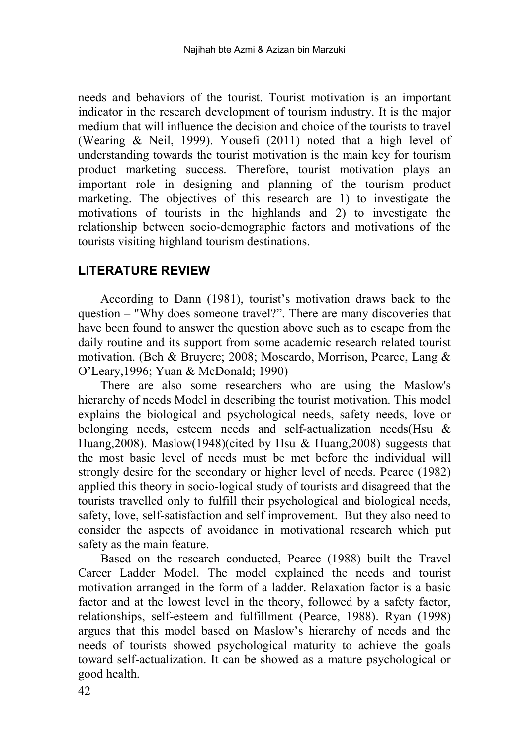needs and behaviors of the tourist. Tourist motivation is an important indicator in the research development of tourism industry. It is the major medium that will influence the decision and choice of the tourists to travel (Wearing & Neil, 1999). Yousefi (2011) noted that a high level of understanding towards the tourist motivation is the main key for tourism product marketing success. Therefore, tourist motivation plays an important role in designing and planning of the tourism product marketing. The objectives of this research are 1) to investigate the motivations of tourists in the highlands and 2) to investigate the relationship between socio-demographic factors and motivations of the tourists visiting highland tourism destinations.

## LITERATURE REVIEW

According to Dann (1981), tourist's motivation draws back to the question – "Why does someone travel?". There are many discoveries that have been found to answer the question above such as to escape from the daily routine and its support from some academic research related tourist motivation. (Beh & Bruyere; 2008; Moscardo, Morrison, Pearce, Lang & O'Leary,1996; Yuan & McDonald; 1990)

There are also some researchers who are using the Maslow's hierarchy of needs Model in describing the tourist motivation. This model explains the biological and psychological needs, safety needs, love or belonging needs, esteem needs and self-actualization needs(Hsu & Huang,2008). Maslow(1948)(cited by Hsu & Huang,2008) suggests that the most basic level of needs must be met before the individual will strongly desire for the secondary or higher level of needs. Pearce (1982) applied this theory in socio-logical study of tourists and disagreed that the tourists travelled only to fulfill their psychological and biological needs, safety, love, self-satisfaction and self improvement. But they also need to consider the aspects of avoidance in motivational research which put safety as the main feature.

Based on the research conducted, Pearce (1988) built the Travel Career Ladder Model. The model explained the needs and tourist motivation arranged in the form of a ladder. Relaxation factor is a basic factor and at the lowest level in the theory, followed by a safety factor, relationships, self-esteem and fulfillment (Pearce, 1988). Ryan (1998) argues that this model based on Maslow's hierarchy of needs and the needs of tourists showed psychological maturity to achieve the goals toward self-actualization. It can be showed as a mature psychological or good health.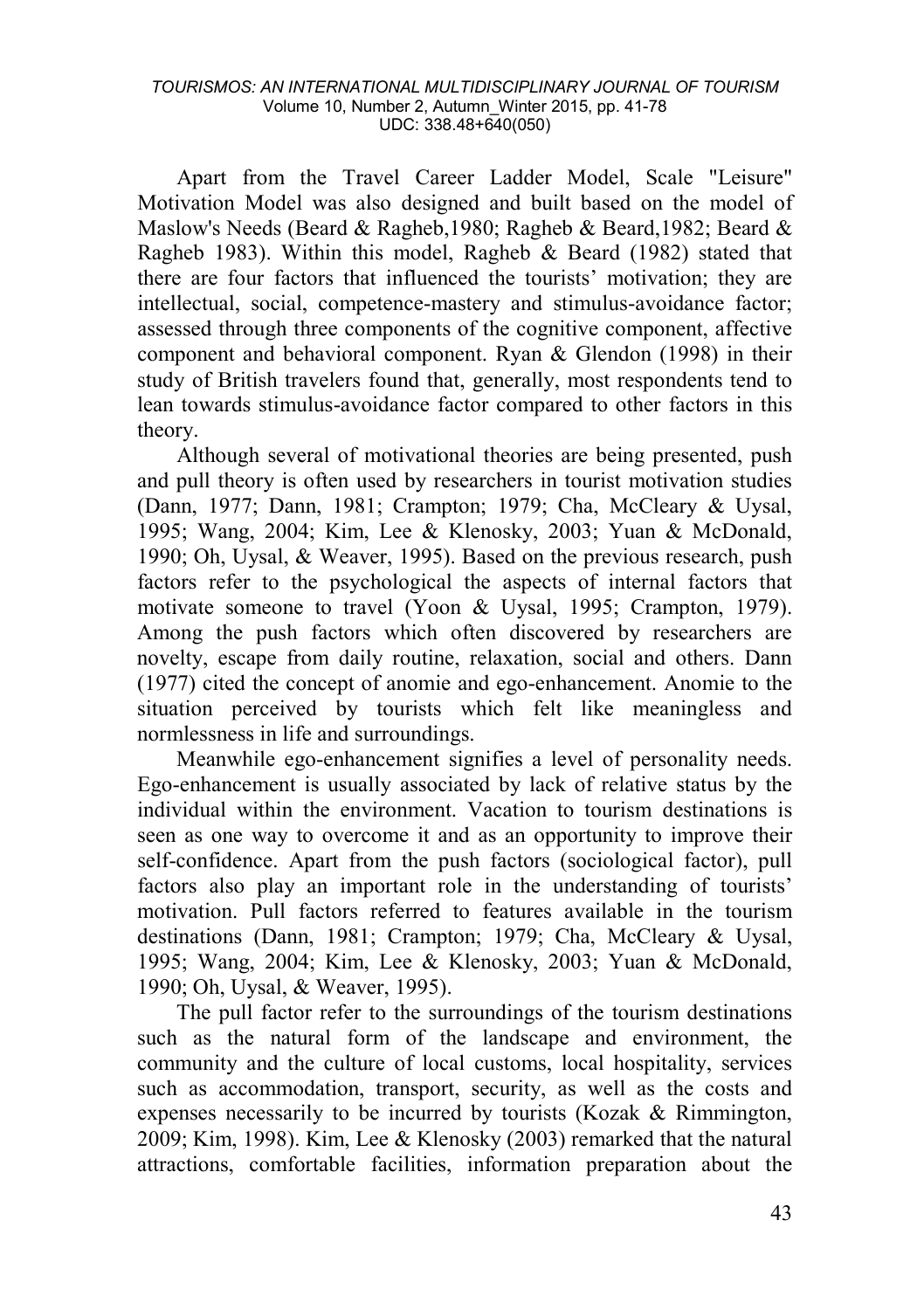Apart from the Travel Career Ladder Model, Scale "Leisure" Motivation Model was also designed and built based on the model of Maslow's Needs (Beard & Ragheb,1980; Ragheb & Beard,1982; Beard & Ragheb 1983). Within this model, Ragheb & Beard (1982) stated that there are four factors that influenced the tourists' motivation; they are intellectual, social, competence-mastery and stimulus-avoidance factor; assessed through three components of the cognitive component, affective component and behavioral component. Ryan & Glendon (1998) in their study of British travelers found that, generally, most respondents tend to lean towards stimulus-avoidance factor compared to other factors in this theory.

Although several of motivational theories are being presented, push and pull theory is often used by researchers in tourist motivation studies (Dann, 1977; Dann, 1981; Crampton; 1979; Cha, McCleary & Uysal, 1995; Wang, 2004; Kim, Lee & Klenosky, 2003; Yuan & McDonald, 1990; Oh, Uysal, & Weaver, 1995). Based on the previous research, push factors refer to the psychological the aspects of internal factors that motivate someone to travel (Yoon & Uysal, 1995; Crampton, 1979). Among the push factors which often discovered by researchers are novelty, escape from daily routine, relaxation, social and others. Dann (1977) cited the concept of anomie and ego-enhancement. Anomie to the situation perceived by tourists which felt like meaningless and normlessness in life and surroundings.

Meanwhile ego-enhancement signifies a level of personality needs. Ego-enhancement is usually associated by lack of relative status by the individual within the environment. Vacation to tourism destinations is seen as one way to overcome it and as an opportunity to improve their self-confidence. Apart from the push factors (sociological factor), pull factors also play an important role in the understanding of tourists' motivation. Pull factors referred to features available in the tourism destinations (Dann, 1981; Crampton; 1979; Cha, McCleary & Uysal, 1995; Wang, 2004; Kim, Lee & Klenosky, 2003; Yuan & McDonald, 1990; Oh, Uysal, & Weaver, 1995).

The pull factor refer to the surroundings of the tourism destinations such as the natural form of the landscape and environment, the community and the culture of local customs, local hospitality, services such as accommodation, transport, security, as well as the costs and expenses necessarily to be incurred by tourists (Kozak & Rimmington, 2009; Kim, 1998). Kim, Lee & Klenosky (2003) remarked that the natural attractions, comfortable facilities, information preparation about the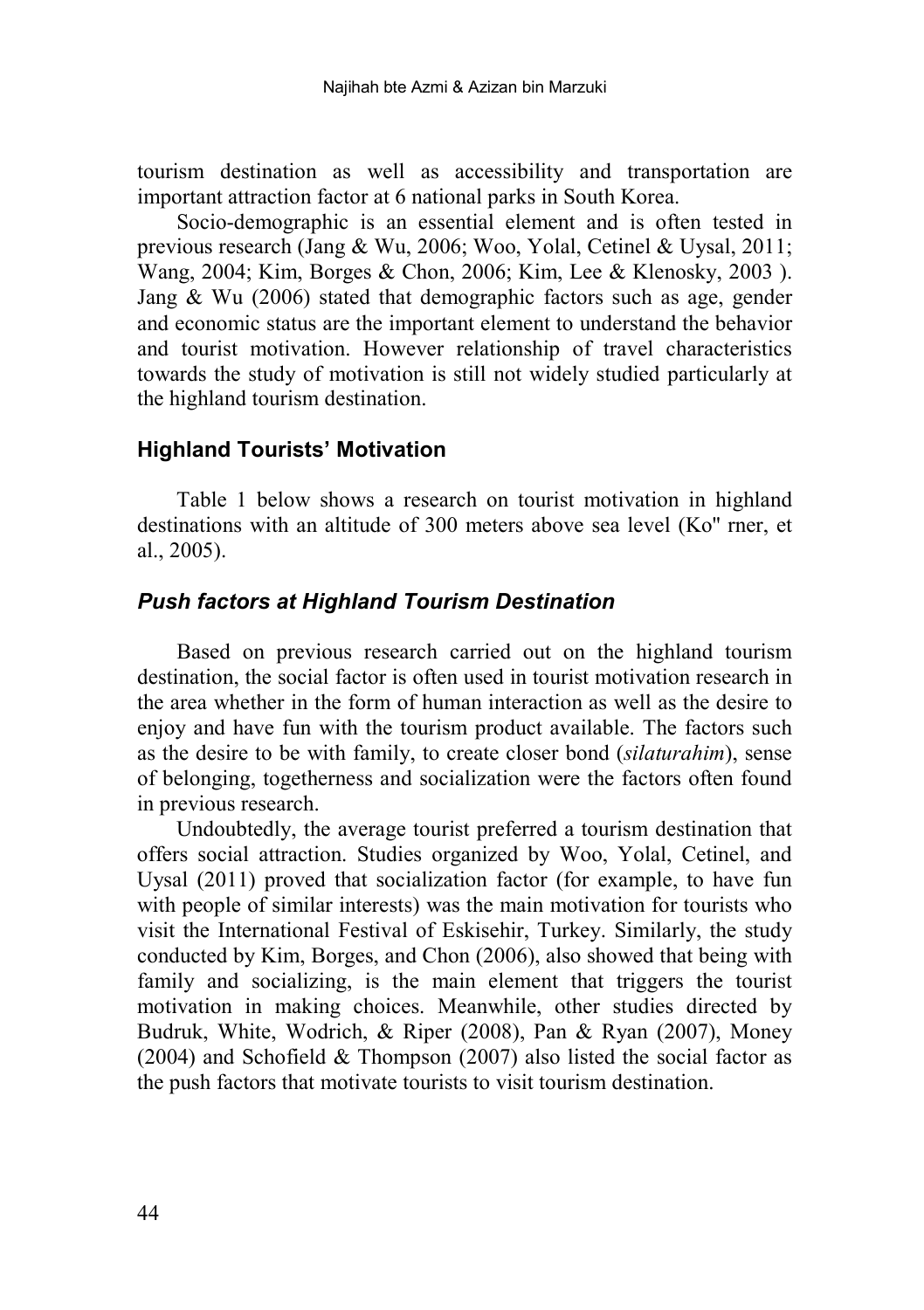tourism destination as well as accessibility and transportation are important attraction factor at 6 national parks in South Korea.

Socio-demographic is an essential element and is often tested in previous research (Jang & Wu, 2006; Woo, Yolal, Cetinel & Uysal, 2011; Wang, 2004; Kim, Borges & Chon, 2006; Kim, Lee & Klenosky, 2003 ). Jang & Wu (2006) stated that demographic factors such as age, gender and economic status are the important element to understand the behavior and tourist motivation. However relationship of travel characteristics towards the study of motivation is still not widely studied particularly at the highland tourism destination.

## Highland Tourists' Motivation

Table 1 below shows a research on tourist motivation in highland destinations with an altitude of 300 meters above sea level (Ko" rner, et al., 2005).

### *Push factors at Highland Tourism Destination*

Based on previous research carried out on the highland tourism destination, the social factor is often used in tourist motivation research in the area whether in the form of human interaction as well as the desire to enjoy and have fun with the tourism product available. The factors such as the desire to be with family, to create closer bond (*silaturahim*), sense of belonging, togetherness and socialization were the factors often found in previous research.

Undoubtedly, the average tourist preferred a tourism destination that offers social attraction. Studies organized by Woo, Yolal, Cetinel, and Uysal (2011) proved that socialization factor (for example, to have fun with people of similar interests) was the main motivation for tourists who visit the International Festival of Eskisehir, Turkey. Similarly, the study conducted by Kim, Borges, and Chon (2006), also showed that being with family and socializing, is the main element that triggers the tourist motivation in making choices. Meanwhile, other studies directed by Budruk, White, Wodrich, & Riper (2008), Pan & Ryan (2007), Money (2004) and Schofield & Thompson (2007) also listed the social factor as the push factors that motivate tourists to visit tourism destination.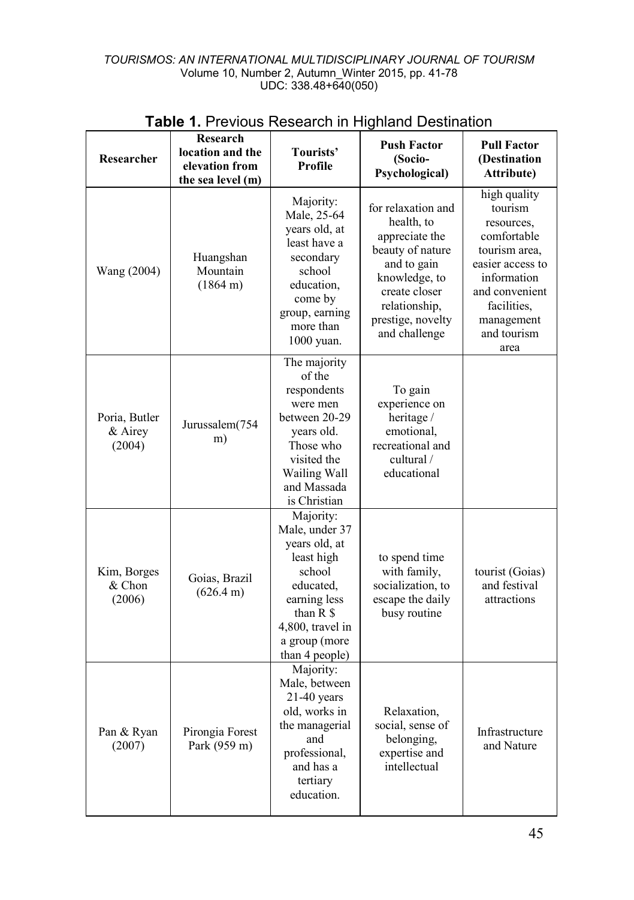**Table 1.** Previous Research in Highland Destination

| Researcher | Research location and the elevation from the sea level (m) | Tourists' Profile | Push Factor (Socio-Psychological) | Pull Factor (Destination Attribute) |
|---|---|---|---|---|
| Wang (2004) | Huangshan Mountain (1864 m) | Majority: Male, 25-64 years old, at least have a secondary school education, come by group, earning more than 1000 yuan. | for relaxation and health, to appreciate the beauty of nature and to gain knowledge, to create closer relationship, prestige, novelty and challenge | high quality tourism resources, comfortable tourism area, easier access to information and convenient facilities, management and tourism area |
| Poria, Butler & Airey (2004) | Jurussalem(754 m) | The majority of the respondents were men between 20-29 years old. Those who visited the Wailing Wall and Massada is Christian | To gain experience on heritage / emotional, recreational and cultural / educational | |
| Kim, Borges & Chon (2006) | Goias, Brazil (626.4 m) | Majority: Male, under 37 years old, at least high school educated, earning less than R $ 4,800, travel in a group (more than 4 people) | to spend time with family, socialization, to escape the daily busy routine | tourist (Goias) and festival attractions |
| Pan & Ryan (2007) | Pirongia Forest Park (959 m) | Majority: Male, between 21-40 years old, works in the managerial and professional, and has a tertiary education. | Relaxation, social, sense of belonging, expertise and intellectual | Infrastructure and Nature |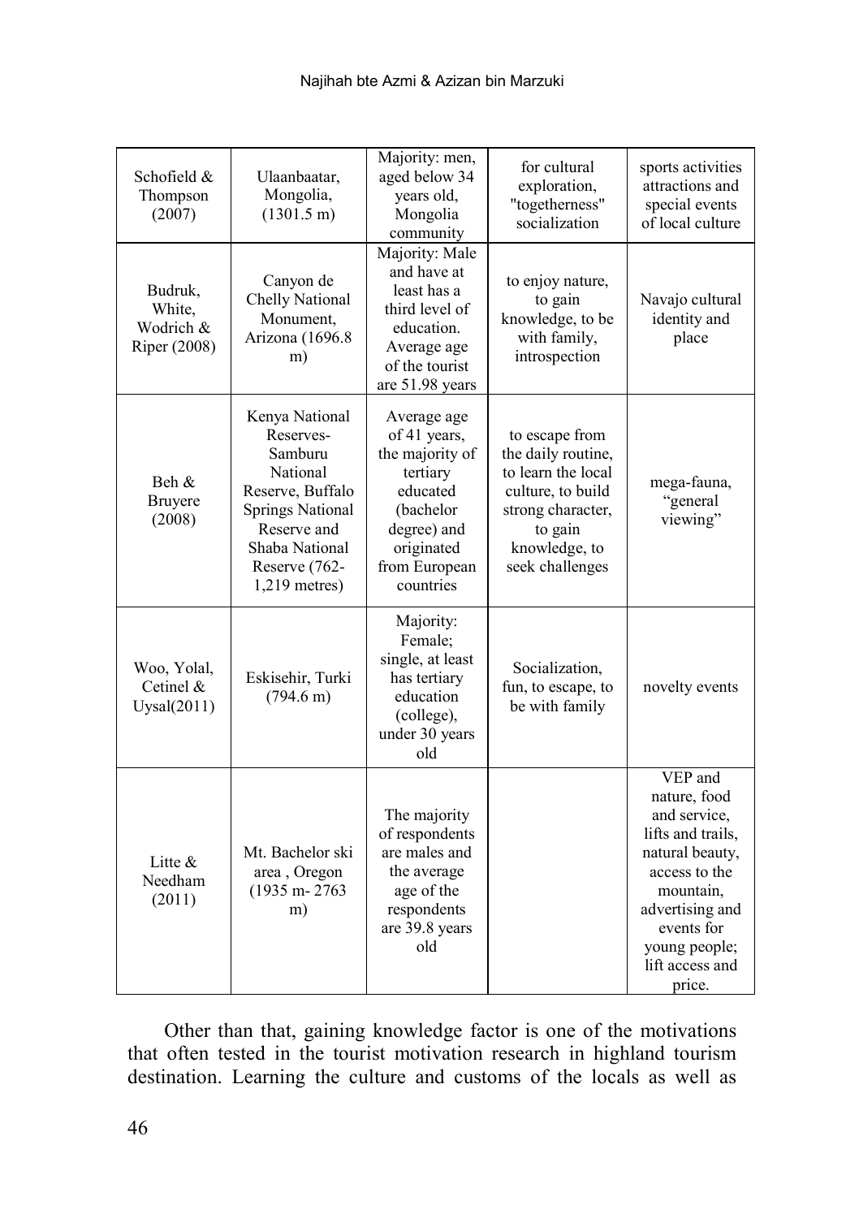| | | | | |
|---|---|---|---|---|
| Schofield & Thompson (2007) | Ulaanbaatar, Mongolia, (1301.5 m) | Majority: men, aged below 34 years old, Mongolia community | for cultural exploration, "togetherness" socialization | sports activities attractions and special events of local culture |
| Budruk, White, Wodrich & Riper (2008) | Canyon de Chelly National Monument, Arizona (1696.8 m) | Majority: Male and have at least has a third level of education. Average age of the tourist are 51.98 years | to enjoy nature, to gain knowledge, to be with family, introspection | Navajo cultural identity and place |
| Beh & Bruyere (2008) | Kenya National Reserves-Samburu National Reserve, Buffalo Springs National Reserve and Shaba National Reserve (762-1,219 metres) | Average age of 41 years, the majority of tertiary educated (bachelor degree) and originated from European countries | to escape from the daily routine, to learn the local culture, to build strong character, to gain knowledge, to seek challenges | mega-fauna, "general viewing" |
| Woo, Yolal, Cetinel & Uysal(2011) | Eskisehir, Turki (794.6 m) | Majority: Female; single, at least has tertiary education (college), under 30 years old | Socialization, fun, to escape, to be with family | novelty events |
| Litte & Needham (2011) | Mt. Bachelor ski area , Oregon (1935 m- 2763 m) | The majority of respondents are males and the average age of the respondents are 39.8 years old | | VEP and nature, food and service, lifts and trails, natural beauty, access to the mountain, advertising and events for young people; lift access and price. |

Other than that, gaining knowledge factor is one of the motivations that often tested in the tourist motivation research in highland tourism destination. Learning the culture and customs of the locals as well as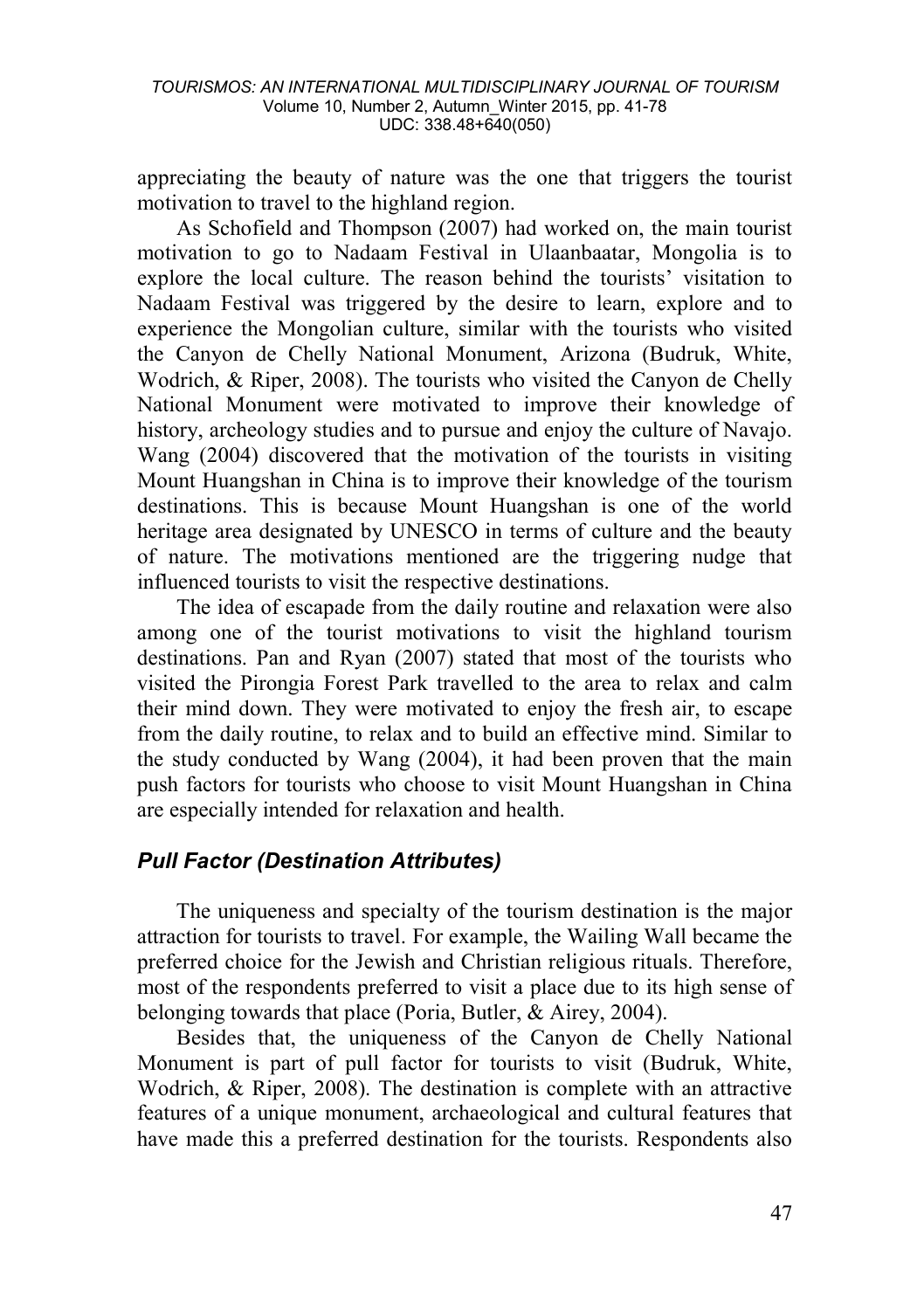appreciating the beauty of nature was the one that triggers the tourist motivation to travel to the highland region.

As Schofield and Thompson (2007) had worked on, the main tourist motivation to go to Nadaam Festival in Ulaanbaatar, Mongolia is to explore the local culture. The reason behind the tourists' visitation to Nadaam Festival was triggered by the desire to learn, explore and to experience the Mongolian culture, similar with the tourists who visited the Canyon de Chelly National Monument, Arizona (Budruk, White, Wodrich, & Riper, 2008). The tourists who visited the Canyon de Chelly National Monument were motivated to improve their knowledge of history, archeology studies and to pursue and enjoy the culture of Navajo. Wang (2004) discovered that the motivation of the tourists in visiting Mount Huangshan in China is to improve their knowledge of the tourism destinations. This is because Mount Huangshan is one of the world heritage area designated by UNESCO in terms of culture and the beauty of nature. The motivations mentioned are the triggering nudge that influenced tourists to visit the respective destinations.

The idea of escapade from the daily routine and relaxation were also among one of the tourist motivations to visit the highland tourism destinations. Pan and Ryan (2007) stated that most of the tourists who visited the Pirongia Forest Park travelled to the area to relax and calm their mind down. They were motivated to enjoy the fresh air, to escape from the daily routine, to relax and to build an effective mind. Similar to the study conducted by Wang (2004), it had been proven that the main push factors for tourists who choose to visit Mount Huangshan in China are especially intended for relaxation and health.

### *Pull Factor (Destination Attributes)*

The uniqueness and specialty of the tourism destination is the major attraction for tourists to travel. For example, the Wailing Wall became the preferred choice for the Jewish and Christian religious rituals. Therefore, most of the respondents preferred to visit a place due to its high sense of belonging towards that place (Poria, Butler, & Airey, 2004).

Besides that, the uniqueness of the Canyon de Chelly National Monument is part of pull factor for tourists to visit (Budruk, White, Wodrich, & Riper, 2008). The destination is complete with an attractive features of a unique monument, archaeological and cultural features that have made this a preferred destination for the tourists. Respondents also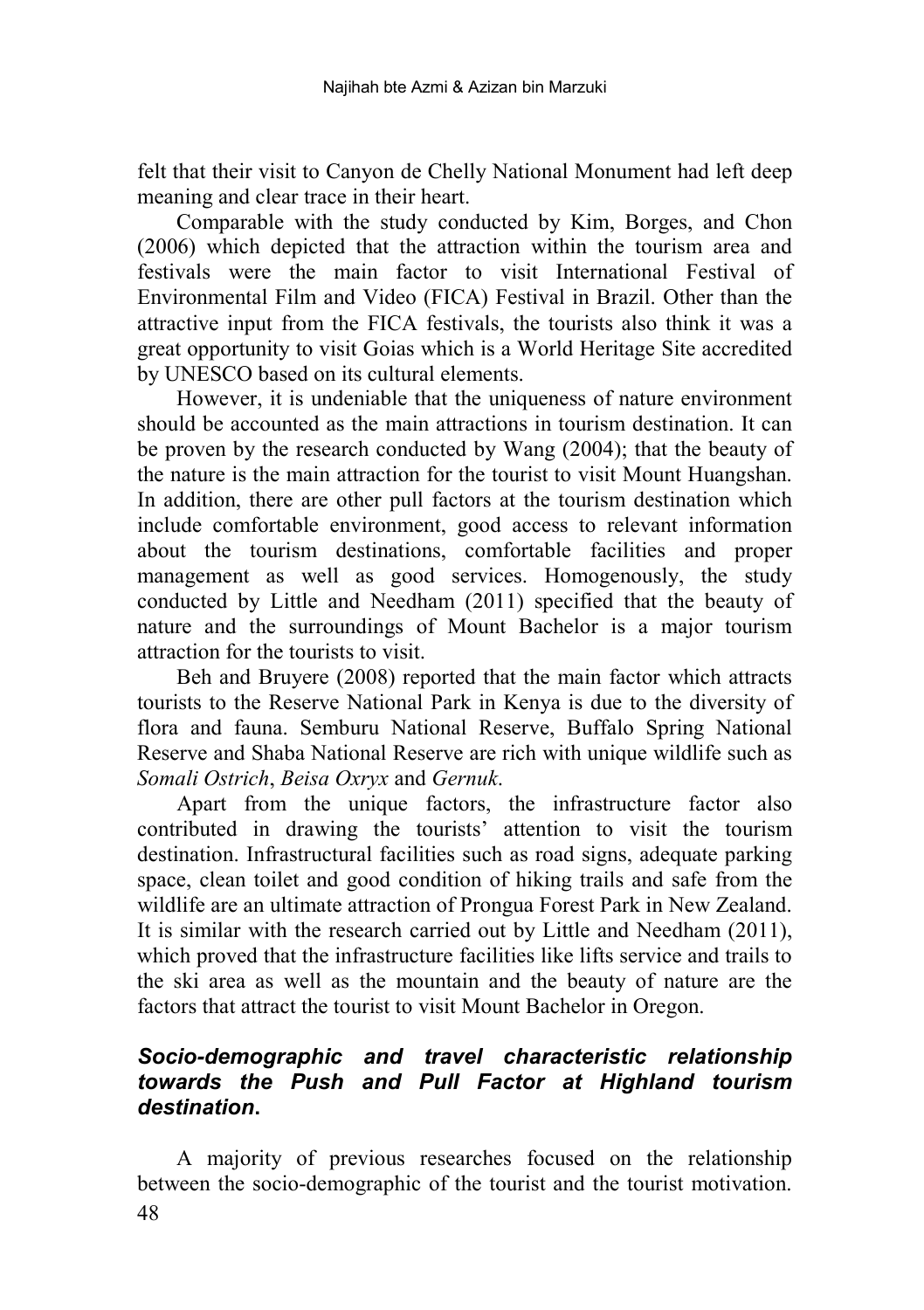felt that their visit to Canyon de Chelly National Monument had left deep meaning and clear trace in their heart.

Comparable with the study conducted by Kim, Borges, and Chon (2006) which depicted that the attraction within the tourism area and festivals were the main factor to visit International Festival of Environmental Film and Video (FICA) Festival in Brazil. Other than the attractive input from the FICA festivals, the tourists also think it was a great opportunity to visit Goias which is a World Heritage Site accredited by UNESCO based on its cultural elements.

However, it is undeniable that the uniqueness of nature environment should be accounted as the main attractions in tourism destination. It can be proven by the research conducted by Wang (2004); that the beauty of the nature is the main attraction for the tourist to visit Mount Huangshan. In addition, there are other pull factors at the tourism destination which include comfortable environment, good access to relevant information about the tourism destinations, comfortable facilities and proper management as well as good services. Homogenously, the study conducted by Little and Needham (2011) specified that the beauty of nature and the surroundings of Mount Bachelor is a major tourism attraction for the tourists to visit.

Beh and Bruyere (2008) reported that the main factor which attracts tourists to the Reserve National Park in Kenya is due to the diversity of flora and fauna. Semburu National Reserve, Buffalo Spring National Reserve and Shaba National Reserve are rich with unique wildlife such as *Somali Ostrich*, *Beisa Oxryx* and *Gernuk*.

Apart from the unique factors, the infrastructure factor also contributed in drawing the tourists' attention to visit the tourism destination. Infrastructural facilities such as road signs, adequate parking space, clean toilet and good condition of hiking trails and safe from the wildlife are an ultimate attraction of Prongua Forest Park in New Zealand. It is similar with the research carried out by Little and Needham (2011), which proved that the infrastructure facilities like lifts service and trails to the ski area as well as the mountain and the beauty of nature are the factors that attract the tourist to visit Mount Bachelor in Oregon.

### *Socio-demographic and travel characteristic relationship towards the Push and Pull Factor at Highland tourism destination.*

A majority of previous researches focused on the relationship between the socio-demographic of the tourist and the tourist motivation.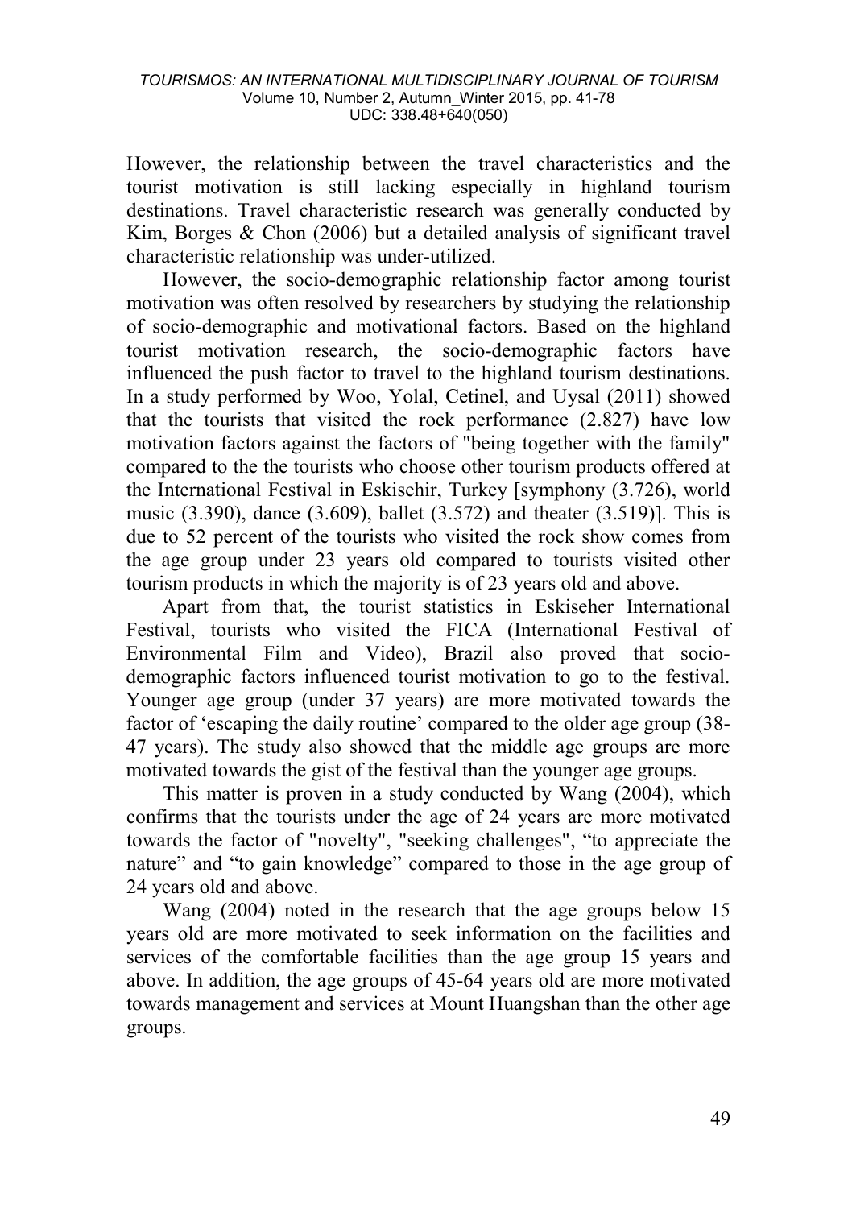However, the relationship between the travel characteristics and the tourist motivation is still lacking especially in highland tourism destinations. Travel characteristic research was generally conducted by Kim, Borges & Chon (2006) but a detailed analysis of significant travel characteristic relationship was under-utilized.

However, the socio-demographic relationship factor among tourist motivation was often resolved by researchers by studying the relationship of socio-demographic and motivational factors. Based on the highland tourist motivation research, the socio-demographic factors have influenced the push factor to travel to the highland tourism destinations. In a study performed by Woo, Yolal, Cetinel, and Uysal (2011) showed that the tourists that visited the rock performance (2.827) have low motivation factors against the factors of "being together with the family" compared to the the tourists who choose other tourism products offered at the International Festival in Eskisehir, Turkey [symphony (3.726), world music (3.390), dance (3.609), ballet (3.572) and theater (3.519)]. This is due to 52 percent of the tourists who visited the rock show comes from the age group under 23 years old compared to tourists visited other tourism products in which the majority is of 23 years old and above.

Apart from that, the tourist statistics in Eskiseher International Festival, tourists who visited the FICA (International Festival of Environmental Film and Video), Brazil also proved that socio-demographic factors influenced tourist motivation to go to the festival. Younger age group (under 37 years) are more motivated towards the factor of 'escaping the daily routine' compared to the older age group (38-47 years). The study also showed that the middle age groups are more motivated towards the gist of the festival than the younger age groups.

This matter is proven in a study conducted by Wang (2004), which confirms that the tourists under the age of 24 years are more motivated towards the factor of "novelty", "seeking challenges", "to appreciate the nature" and "to gain knowledge" compared to those in the age group of 24 years old and above.

Wang (2004) noted in the research that the age groups below 15 years old are more motivated to seek information on the facilities and services of the comfortable facilities than the age group 15 years and above. In addition, the age groups of 45-64 years old are more motivated towards management and services at Mount Huangshan than the other age groups.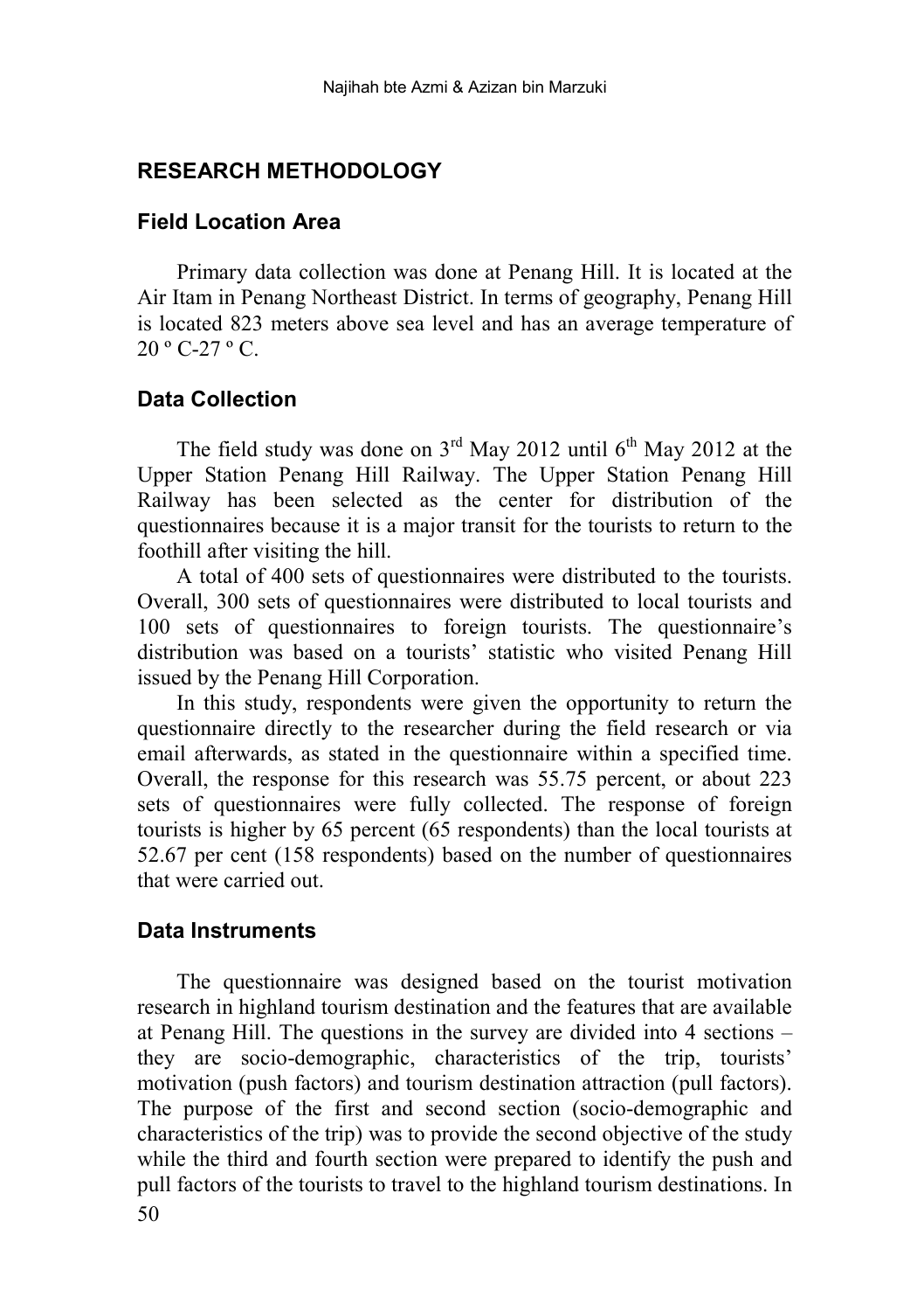## RESEARCH METHODOLOGY

### Field Location Area

Primary data collection was done at Penang Hill. It is located at the Air Itam in Penang Northeast District. In terms of geography, Penang Hill is located 823 meters above sea level and has an average temperature of 20 º C-27 º C.

### Data Collection

The field study was done on 3rd May 2012 until 6th May 2012 at the Upper Station Penang Hill Railway. The Upper Station Penang Hill Railway has been selected as the center for distribution of the questionnaires because it is a major transit for the tourists to return to the foothill after visiting the hill.

A total of 400 sets of questionnaires were distributed to the tourists. Overall, 300 sets of questionnaires were distributed to local tourists and 100 sets of questionnaires to foreign tourists. The questionnaire's distribution was based on a tourists' statistic who visited Penang Hill issued by the Penang Hill Corporation.

In this study, respondents were given the opportunity to return the questionnaire directly to the researcher during the field research or via email afterwards, as stated in the questionnaire within a specified time. Overall, the response for this research was 55.75 percent, or about 223 sets of questionnaires were fully collected. The response of foreign tourists is higher by 65 percent (65 respondents) than the local tourists at 52.67 per cent (158 respondents) based on the number of questionnaires that were carried out.

### Data Instruments

The questionnaire was designed based on the tourist motivation research in highland tourism destination and the features that are available at Penang Hill. The questions in the survey are divided into 4 sections – they are socio-demographic, characteristics of the trip, tourists' motivation (push factors) and tourism destination attraction (pull factors). The purpose of the first and second section (socio-demographic and characteristics of the trip) was to provide the second objective of the study while the third and fourth section were prepared to identify the push and pull factors of the tourists to travel to the highland tourism destinations. In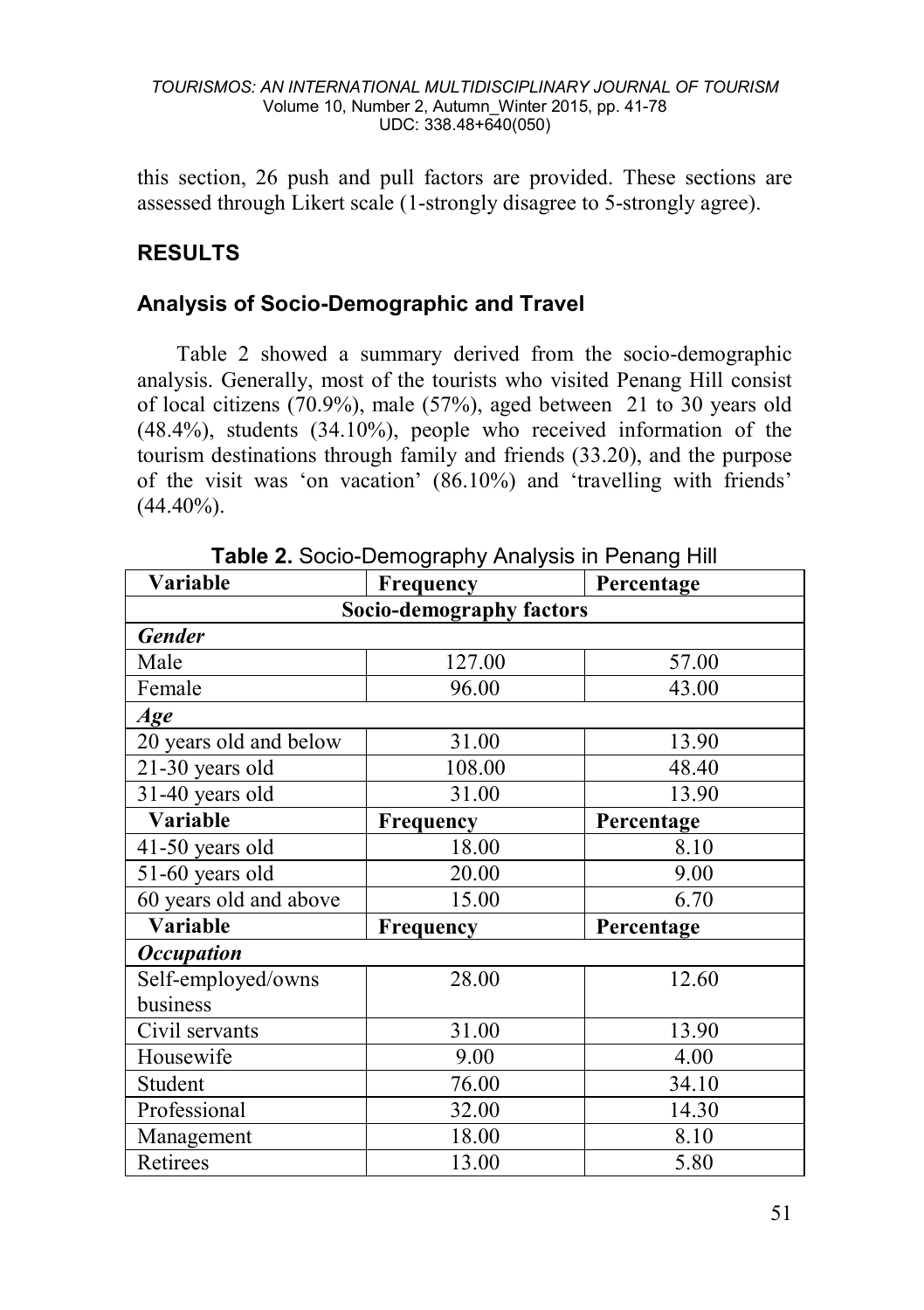this section, 26 push and pull factors are provided. These sections are assessed through Likert scale (1-strongly disagree to 5-strongly agree).

## RESULTS

### Analysis of Socio-Demographic and Travel

Table 2 showed a summary derived from the socio-demographic analysis. Generally, most of the tourists who visited Penang Hill consist of local citizens (70.9%), male (57%), aged between 21 to 30 years old (48.4%), students (34.10%), people who received information of the tourism destinations through family and friends (33.20), and the purpose of the visit was 'on vacation' (86.10%) and 'travelling with friends' (44.40%).

**Table 2.** Socio-Demography Analysis in Penang Hill

| Variable | Frequency | Percentage |
|---|---|---|
| **Socio-demography factors** | | |
| ***Gender*** | | |
| Male | 127.00 | 57.00 |
| Female | 96.00 | 43.00 |
| ***Age*** | | |
| 20 years old and below | 31.00 | 13.90 |
| 21-30 years old | 108.00 | 48.40 |
| 31-40 years old | 31.00 | 13.90 |
| **Variable** | **Frequency** | **Percentage** |
| 41-50 years old | 18.00 | 8.10 |
| 51-60 years old | 20.00 | 9.00 |
| 60 years old and above | 15.00 | 6.70 |
| **Variable** | **Frequency** | **Percentage** |
| ***Occupation*** | | |
| Self-employed/owns business | 28.00 | 12.60 |
| Civil servants | 31.00 | 13.90 |
| Housewife | 9.00 | 4.00 |
| Student | 76.00 | 34.10 |
| Professional | 32.00 | 14.30 |
| Management | 18.00 | 8.10 |
| Retirees | 13.00 | 5.80 |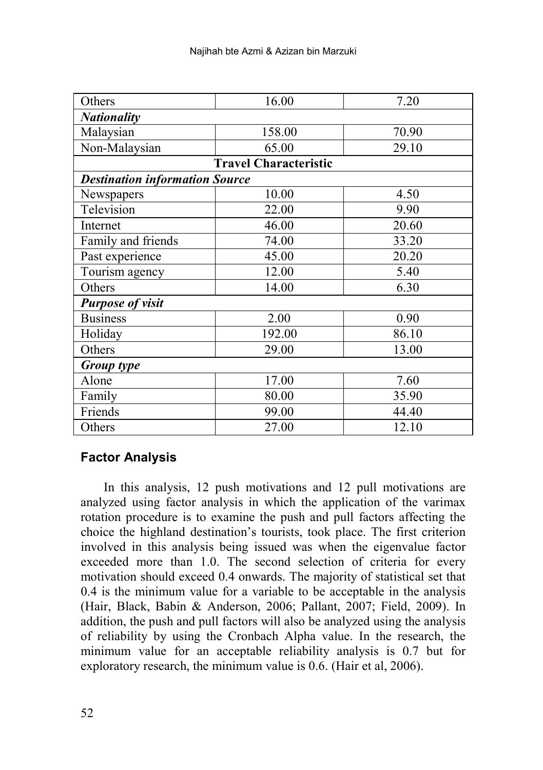| | | |
|---|---|---|
| Others | 16.00 | 7.20 |
| ***Nationality*** | | |
| Malaysian | 158.00 | 70.90 |
| Non-Malaysian | 65.00 | 29.10 |
| **Travel Characteristic** | | |
| ***Destination information Source*** | | |
| Newspapers | 10.00 | 4.50 |
| Television | 22.00 | 9.90 |
| Internet | 46.00 | 20.60 |
| Family and friends | 74.00 | 33.20 |
| Past experience | 45.00 | 20.20 |
| Tourism agency | 12.00 | 5.40 |
| Others | 14.00 | 6.30 |
| ***Purpose of visit*** | | |
| Business | 2.00 | 0.90 |
| Holiday | 192.00 | 86.10 |
| Others | 29.00 | 13.00 |
| ***Group type*** | | |
| Alone | 17.00 | 7.60 |
| Family | 80.00 | 35.90 |
| Friends | 99.00 | 44.40 |
| Others | 27.00 | 12.10 |

## Factor Analysis

In this analysis, 12 push motivations and 12 pull motivations are analyzed using factor analysis in which the application of the varimax rotation procedure is to examine the push and pull factors affecting the choice the highland destination's tourists, took place. The first criterion involved in this analysis being issued was when the eigenvalue factor exceeded more than 1.0. The second selection of criteria for every motivation should exceed 0.4 onwards. The majority of statistical set that 0.4 is the minimum value for a variable to be acceptable in the analysis (Hair, Black, Babin & Anderson, 2006; Pallant, 2007; Field, 2009). In addition, the push and pull factors will also be analyzed using the analysis of reliability by using the Cronbach Alpha value. In the research, the minimum value for an acceptable reliability analysis is 0.7 but for exploratory research, the minimum value is 0.6. (Hair et al, 2006).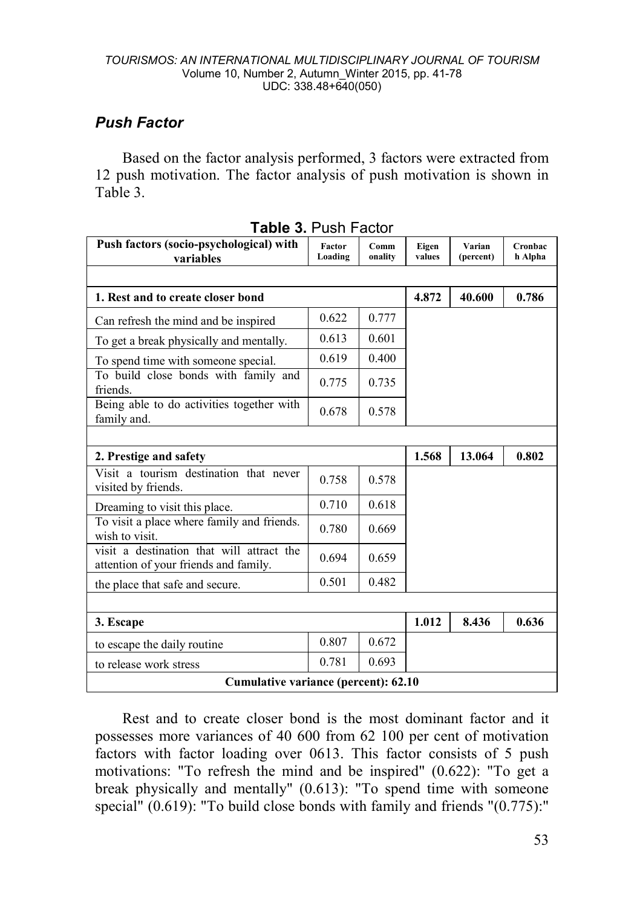## *Push Factor*

Based on the factor analysis performed, 3 factors were extracted from 12 push motivation. The factor analysis of push motivation is shown in Table 3.

**Table 3.** Push Factor

| Push factors (socio-psychological) with variables | Factor Loading | Comm onality | Eigen values | Varian (percent) | Cronbac h Alpha |
|---|---|---|---|---|---|
| **1. Rest and to create closer bond** | | | **4.872** | **40.600** | **0.786** |
| Can refresh the mind and be inspired | 0.622 | 0.777 | | | |
| To get a break physically and mentally. | 0.613 | 0.601 | | | |
| To spend time with someone special. | 0.619 | 0.400 | | | |
| To build close bonds with family and friends. | 0.775 | 0.735 | | | |
| Being able to do activities together with family and. | 0.678 | 0.578 | | | |
| **2. Prestige and safety** | | | **1.568** | **13.064** | **0.802** |
| Visit a tourism destination that never visited by friends. | 0.758 | 0.578 | | | |
| Dreaming to visit this place. | 0.710 | 0.618 | | | |
| To visit a place where family and friends. wish to visit. | 0.780 | 0.669 | | | |
| visit a destination that will attract the attention of your friends and family. | 0.694 | 0.659 | | | |
| the place that safe and secure. | 0.501 | 0.482 | | | |
| **3. Escape** | | | **1.012** | **8.436** | **0.636** |
| to escape the daily routine | 0.807 | 0.672 | | | |
| to release work stress | 0.781 | 0.693 | | | |
| **Cumulative variance (percent): 62.10** | | | | | |

Rest and to create closer bond is the most dominant factor and it possesses more variances of 40 600 from 62 100 per cent of motivation factors with factor loading over 0613. This factor consists of 5 push motivations: "To refresh the mind and be inspired" (0.622): "To get a break physically and mentally" (0.613): "To spend time with someone special" (0.619): "To build close bonds with family and friends "(0.775):"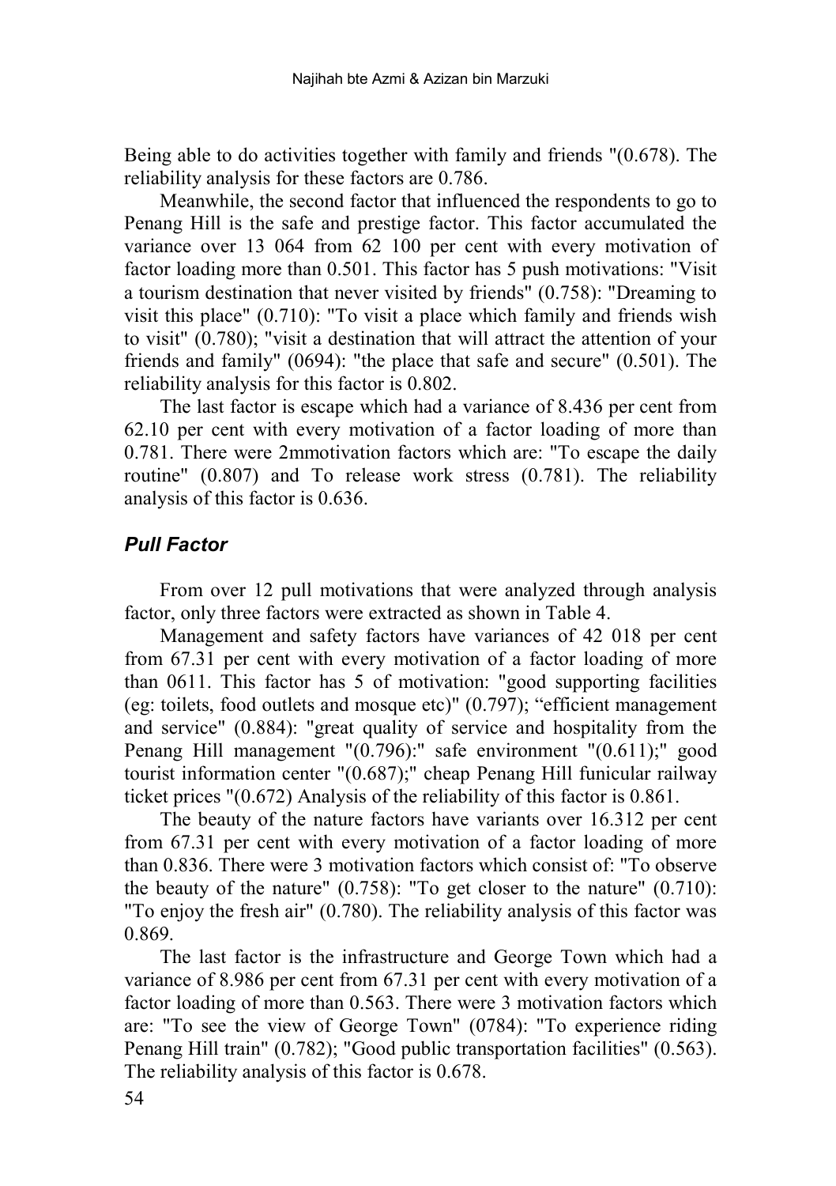Being able to do activities together with family and friends "(0.678). The reliability analysis for these factors are 0.786.

Meanwhile, the second factor that influenced the respondents to go to Penang Hill is the safe and prestige factor. This factor accumulated the variance over 13 064 from 62 100 per cent with every motivation of factor loading more than 0.501. This factor has 5 push motivations: "Visit a tourism destination that never visited by friends" (0.758): "Dreaming to visit this place" (0.710): "To visit a place which family and friends wish to visit" (0.780); "visit a destination that will attract the attention of your friends and family" (0694): "the place that safe and secure" (0.501). The reliability analysis for this factor is 0.802.

The last factor is escape which had a variance of 8.436 per cent from 62.10 per cent with every motivation of a factor loading of more than 0.781. There were 2mmotivation factors which are: "To escape the daily routine" (0.807) and To release work stress (0.781). The reliability analysis of this factor is 0.636.

## *Pull Factor*

From over 12 pull motivations that were analyzed through analysis factor, only three factors were extracted as shown in Table 4.

Management and safety factors have variances of 42 018 per cent from 67.31 per cent with every motivation of a factor loading of more than 0611. This factor has 5 of motivation: "good supporting facilities (eg: toilets, food outlets and mosque etc)" (0.797); "efficient management and service" (0.884): "great quality of service and hospitality from the Penang Hill management "(0.796):" safe environment "(0.611);" good tourist information center "(0.687);" cheap Penang Hill funicular railway ticket prices "(0.672) Analysis of the reliability of this factor is 0.861.

The beauty of the nature factors have variants over 16.312 per cent from 67.31 per cent with every motivation of a factor loading of more than 0.836. There were 3 motivation factors which consist of: "To observe the beauty of the nature" (0.758): "To get closer to the nature" (0.710): "To enjoy the fresh air" (0.780). The reliability analysis of this factor was 0.869.

The last factor is the infrastructure and George Town which had a variance of 8.986 per cent from 67.31 per cent with every motivation of a factor loading of more than 0.563. There were 3 motivation factors which are: "To see the view of George Town" (0784): "To experience riding Penang Hill train" (0.782); "Good public transportation facilities" (0.563). The reliability analysis of this factor is 0.678.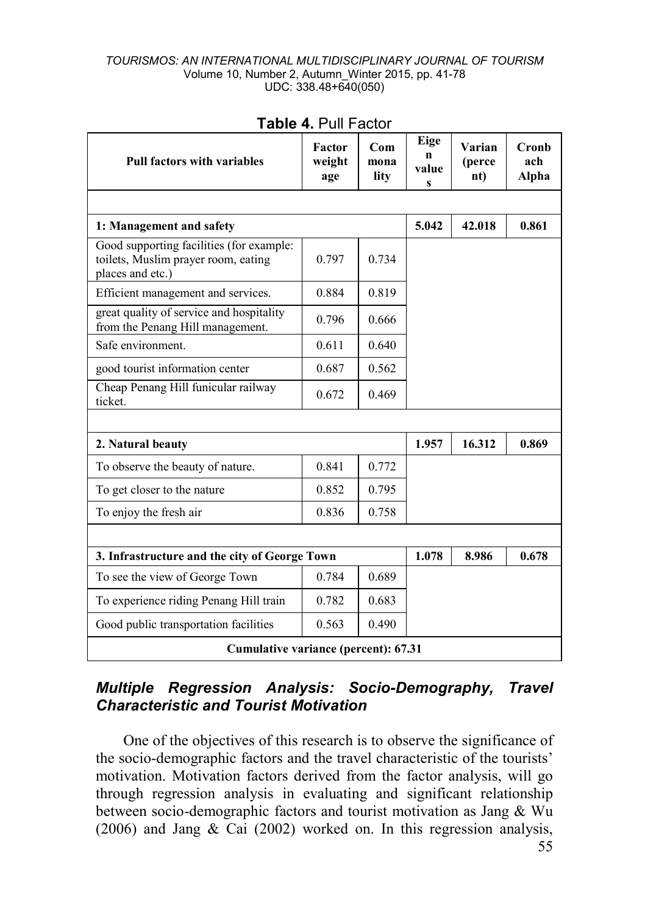**Table 4.** Pull Factor

| Pull factors with variables | Factor weightage | Communality | Eigen values | Variance (percent) | Cronbach Alpha |
|---|---|---|---|---|---|
| | | | | | |
| **1: Management and safety** | | | **5.042** | **42.018** | **0.861** |
| Good supporting facilities (for example: toilets, Muslim prayer room, eating places and etc.) | 0.797 | 0.734 | | | |
| Efficient management and services. | 0.884 | 0.819 | | | |
| great quality of service and hospitality from the Penang Hill management. | 0.796 | 0.666 | | | |
| Safe environment. | 0.611 | 0.640 | | | |
| good tourist information center | 0.687 | 0.562 | | | |
| Cheap Penang Hill funicular railway ticket. | 0.672 | 0.469 | | | |
| | | | | | |
| **2. Natural beauty** | | | **1.957** | **16.312** | **0.869** |
| To observe the beauty of nature. | 0.841 | 0.772 | | | |
| To get closer to the nature | 0.852 | 0.795 | | | |
| To enjoy the fresh air | 0.836 | 0.758 | | | |
| | | | | | |
| **3. Infrastructure and the city of George Town** | | | **1.078** | **8.986** | **0.678** |
| To see the view of George Town | 0.784 | 0.689 | | | |
| To experience riding Penang Hill train | 0.782 | 0.683 | | | |
| Good public transportation facilities | 0.563 | 0.490 | | | |
| **Cumulative variance (percent): 67.31** | | | | | |

### *Multiple Regression Analysis: Socio-Demography, Travel Characteristic and Tourist Motivation*

One of the objectives of this research is to observe the significance of the socio-demographic factors and the travel characteristic of the tourists' motivation. Motivation factors derived from the factor analysis, will go through regression analysis in evaluating and significant relationship between socio-demographic factors and tourist motivation as Jang & Wu (2006) and Jang & Cai (2002) worked on. In this regression analysis,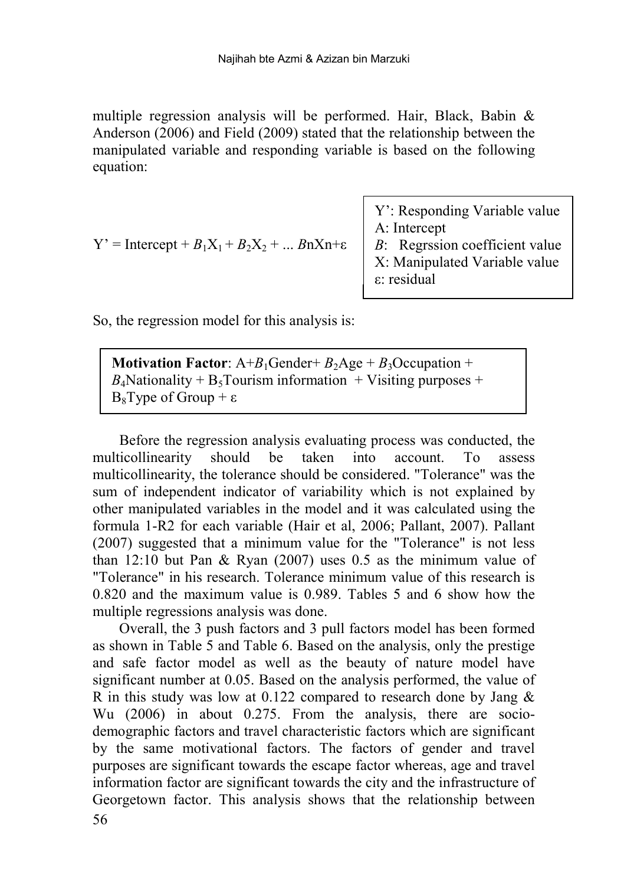multiple regression analysis will be performed. Hair, Black, Babin & Anderson (2006) and Field (2009) stated that the relationship between the manipulated variable and responding variable is based on the following equation:

$$Y' = \text{Intercept} + B_1X_1 + B_2X_2 + \ldots B\text{n}X\text{n}+\varepsilon$$

Y': Responding Variable value
A: Intercept
*B*: Regrssion coefficient value
X: Manipulated Variable value
ε: residual

So, the regression model for this analysis is:

**Motivation Factor**: $A+B_1$Gender+ $B_2$Age + $B_3$Occupation + $B_4$Nationality + $B_5$Tourism information + Visiting purposes + $B_8$Type of Group + ε

Before the regression analysis evaluating process was conducted, the multicollinearity should be taken into account. To assess multicollinearity, the tolerance should be considered. "Tolerance" was the sum of independent indicator of variability which is not explained by other manipulated variables in the model and it was calculated using the formula 1-R2 for each variable (Hair et al, 2006; Pallant, 2007). Pallant (2007) suggested that a minimum value for the "Tolerance" is not less than 12:10 but Pan & Ryan (2007) uses 0.5 as the minimum value of "Tolerance" in his research. Tolerance minimum value of this research is 0.820 and the maximum value is 0.989. Tables 5 and 6 show how the multiple regressions analysis was done.

Overall, the 3 push factors and 3 pull factors model has been formed as shown in Table 5 and Table 6. Based on the analysis, only the prestige and safe factor model as well as the beauty of nature model have significant number at 0.05. Based on the analysis performed, the value of R in this study was low at 0.122 compared to research done by Jang & Wu (2006) in about 0.275. From the analysis, there are socio-demographic factors and travel characteristic factors which are significant by the same motivational factors. The factors of gender and travel purposes are significant towards the escape factor whereas, age and travel information factor are significant towards the city and the infrastructure of Georgetown factor. This analysis shows that the relationship between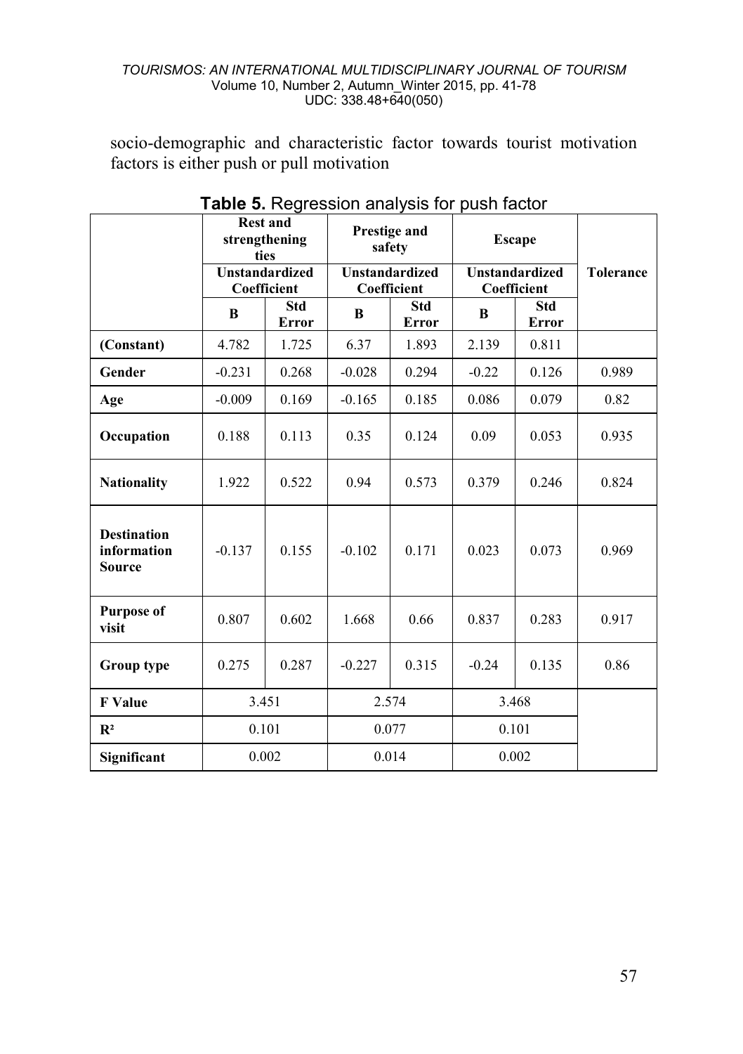socio-demographic and characteristic factor towards tourist motivation factors is either push or pull motivation

**Table 5.** Regression analysis for push factor

| | Rest and strengthening ties | | Prestige and safety | | Escape | | Tolerance |
|---|---|---|---|---|---|---|---|
| | Unstandardized Coefficient | | Unstandardized Coefficient | | Unstandardized Coefficient | | |
| | B | Std Error | B | Std Error | B | Std Error | |
| **(Constant)** | 4.782 | 1.725 | 6.37 | 1.893 | 2.139 | 0.811 | |
| **Gender** | -0.231 | 0.268 | -0.028 | 0.294 | -0.22 | 0.126 | 0.989 |
| **Age** | -0.009 | 0.169 | -0.165 | 0.185 | 0.086 | 0.079 | 0.82 |
| **Occupation** | 0.188 | 0.113 | 0.35 | 0.124 | 0.09 | 0.053 | 0.935 |
| **Nationality** | 1.922 | 0.522 | 0.94 | 0.573 | 0.379 | 0.246 | 0.824 |
| **Destination information Source** | -0.137 | 0.155 | -0.102 | 0.171 | 0.023 | 0.073 | 0.969 |
| **Purpose of visit** | 0.807 | 0.602 | 1.668 | 0.66 | 0.837 | 0.283 | 0.917 |
| **Group type** | 0.275 | 0.287 | -0.227 | 0.315 | -0.24 | 0.135 | 0.86 |
| **F Value** | 3.451 | | 2.574 | | 3.468 | | |
| **$R^2$** | 0.101 | | 0.077 | | 0.101 | | |
| **Significant** | 0.002 | | 0.014 | | 0.002 | | |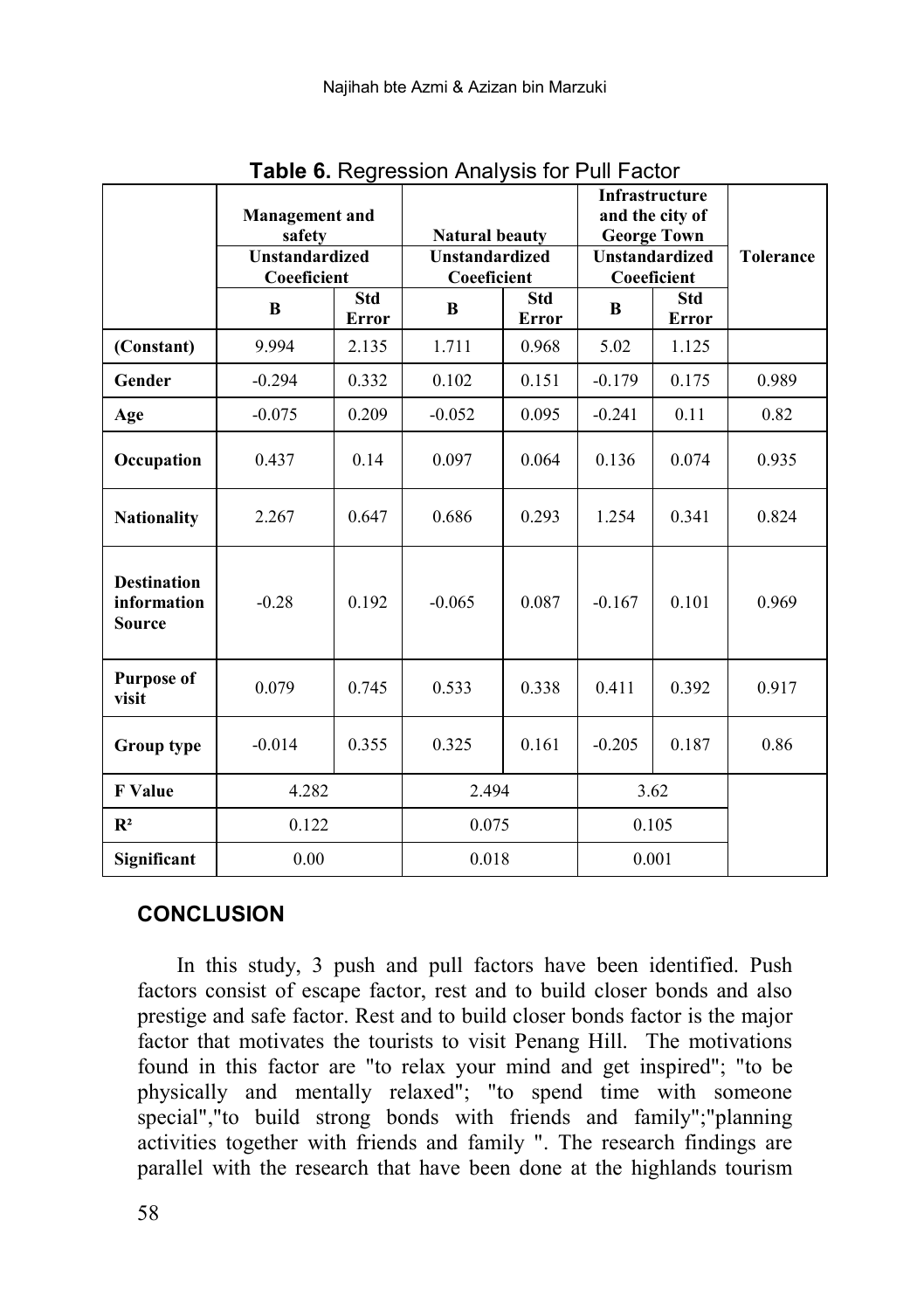**Table 6.** Regression Analysis for Pull Factor

| | Management and safety | | Natural beauty | | Infrastructure and the city of George Town | | Tolerance |
|---|---|---|---|---|---|---|---|
| | Unstandardized Coeeficient | | Unstandardized Coeeficient | | Unstandardized Coeeficient | | |
| | B | Std Error | B | Std Error | B | Std Error | |
| **(Constant)** | 9.994 | 2.135 | 1.711 | 0.968 | 5.02 | 1.125 | |
| **Gender** | -0.294 | 0.332 | 0.102 | 0.151 | -0.179 | 0.175 | 0.989 |
| **Age** | -0.075 | 0.209 | -0.052 | 0.095 | -0.241 | 0.11 | 0.82 |
| **Occupation** | 0.437 | 0.14 | 0.097 | 0.064 | 0.136 | 0.074 | 0.935 |
| **Nationality** | 2.267 | 0.647 | 0.686 | 0.293 | 1.254 | 0.341 | 0.824 |
| **Destination information Source** | -0.28 | 0.192 | -0.065 | 0.087 | -0.167 | 0.101 | 0.969 |
| **Purpose of visit** | 0.079 | 0.745 | 0.533 | 0.338 | 0.411 | 0.392 | 0.917 |
| **Group type** | -0.014 | 0.355 | 0.325 | 0.161 | -0.205 | 0.187 | 0.86 |
| **F Value** | 4.282 | | 2.494 | | 3.62 | | |
| **$R^2$** | 0.122 | | 0.075 | | 0.105 | | |
| **Significant** | 0.00 | | 0.018 | | 0.001 | | |

## CONCLUSION

In this study, 3 push and pull factors have been identified. Push factors consist of escape factor, rest and to build closer bonds and also prestige and safe factor. Rest and to build closer bonds factor is the major factor that motivates the tourists to visit Penang Hill. The motivations found in this factor are "to relax your mind and get inspired"; "to be physically and mentally relaxed"; "to spend time with someone special","to build strong bonds with friends and family";"planning activities together with friends and family ". The research findings are parallel with the research that have been done at the highlands tourism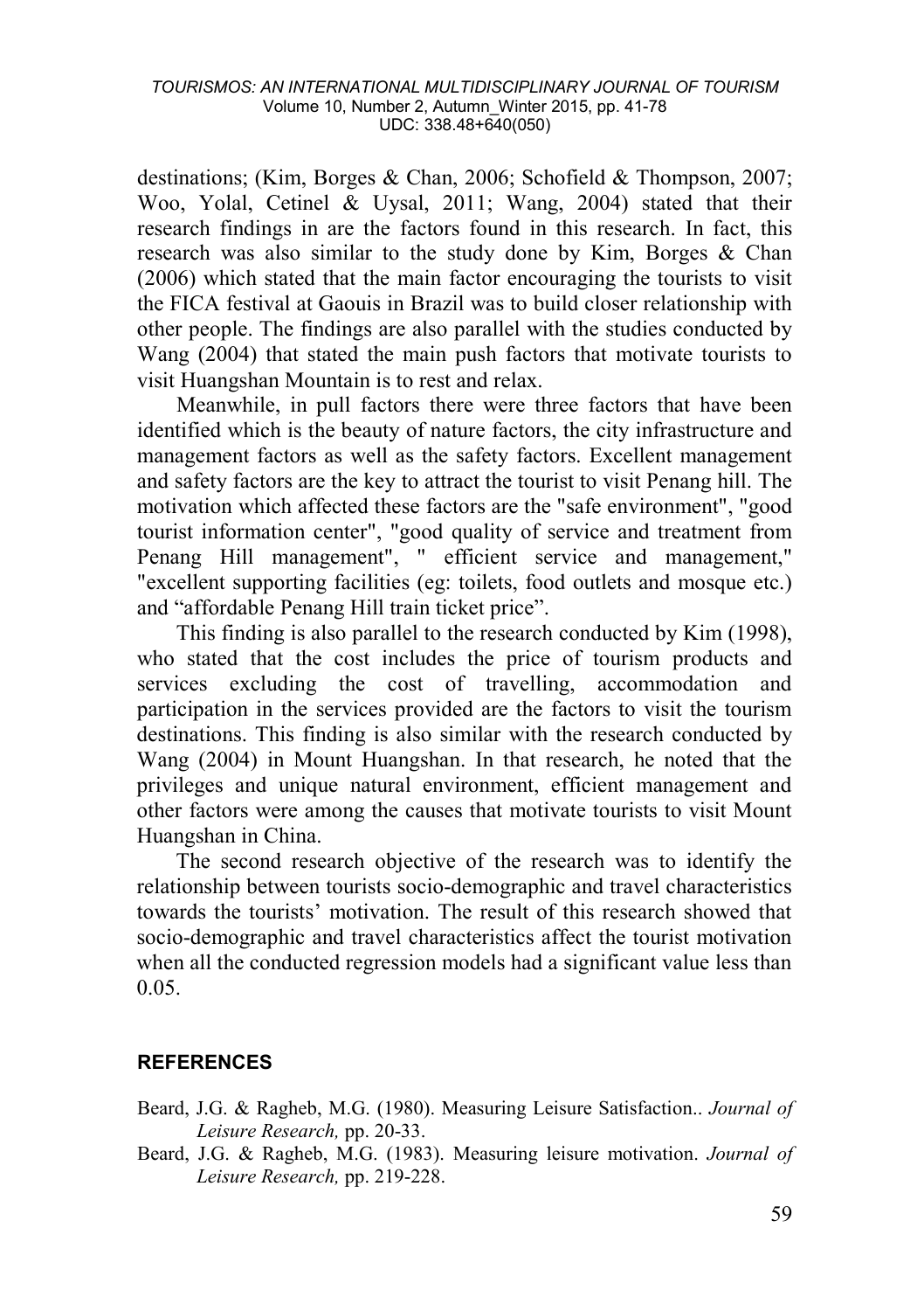destinations; (Kim, Borges & Chan, 2006; Schofield & Thompson, 2007; Woo, Yolal, Cetinel & Uysal, 2011; Wang, 2004) stated that their research findings in are the factors found in this research. In fact, this research was also similar to the study done by Kim, Borges & Chan (2006) which stated that the main factor encouraging the tourists to visit the FICA festival at Gaouis in Brazil was to build closer relationship with other people. The findings are also parallel with the studies conducted by Wang (2004) that stated the main push factors that motivate tourists to visit Huangshan Mountain is to rest and relax.

Meanwhile, in pull factors there were three factors that have been identified which is the beauty of nature factors, the city infrastructure and management factors as well as the safety factors. Excellent management and safety factors are the key to attract the tourist to visit Penang hill. The motivation which affected these factors are the "safe environment", "good tourist information center", "good quality of service and treatment from Penang Hill management", " efficient service and management," "excellent supporting facilities (eg: toilets, food outlets and mosque etc.) and "affordable Penang Hill train ticket price".

This finding is also parallel to the research conducted by Kim (1998), who stated that the cost includes the price of tourism products and services excluding the cost of travelling, accommodation and participation in the services provided are the factors to visit the tourism destinations. This finding is also similar with the research conducted by Wang (2004) in Mount Huangshan. In that research, he noted that the privileges and unique natural environment, efficient management and other factors were among the causes that motivate tourists to visit Mount Huangshan in China.

The second research objective of the research was to identify the relationship between tourists socio-demographic and travel characteristics towards the tourists' motivation. The result of this research showed that socio-demographic and travel characteristics affect the tourist motivation when all the conducted regression models had a significant value less than 0.05.

## REFERENCES

Beard, J.G. & Ragheb, M.G. (1980). Measuring Leisure Satisfaction.. *Journal of Leisure Research,* pp. 20-33.

Beard, J.G. & Ragheb, M.G. (1983). Measuring leisure motivation. *Journal of Leisure Research,* pp. 219-228.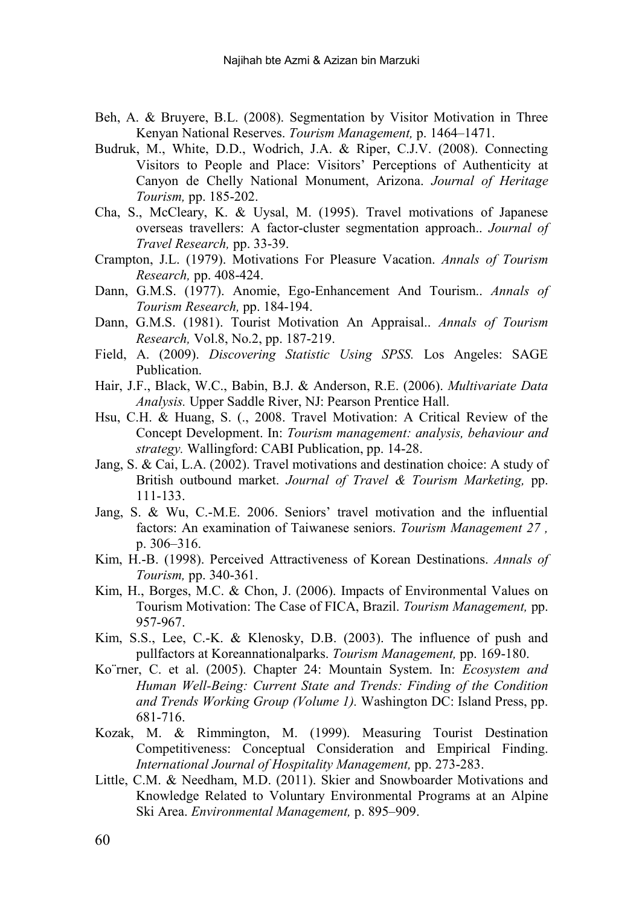Beh, A. & Bruyere, B.L. (2008). Segmentation by Visitor Motivation in Three Kenyan National Reserves. *Tourism Management,* p. 1464–1471.

Budruk, M., White, D.D., Wodrich, J.A. & Riper, C.J.V. (2008). Connecting Visitors to People and Place: Visitors' Perceptions of Authenticity at Canyon de Chelly National Monument, Arizona. *Journal of Heritage Tourism,* pp. 185-202.

Cha, S., McCleary, K. & Uysal, M. (1995). Travel motivations of Japanese overseas travellers: A factor-cluster segmentation approach.. *Journal of Travel Research,* pp. 33-39.

Crampton, J.L. (1979). Motivations For Pleasure Vacation. *Annals of Tourism Research,* pp. 408-424.

Dann, G.M.S. (1977). Anomie, Ego-Enhancement And Tourism.. *Annals of Tourism Research,* pp. 184-194.

Dann, G.M.S. (1981). Tourist Motivation An Appraisal.. *Annals of Tourism Research,* Vol.8, No.2, pp. 187-219.

Field, A. (2009). *Discovering Statistic Using SPSS.* Los Angeles: SAGE Publication.

Hair, J.F., Black, W.C., Babin, B.J. & Anderson, R.E. (2006). *Multivariate Data Analysis.* Upper Saddle River, NJ: Pearson Prentice Hall.

Hsu, C.H. & Huang, S. (., 2008. Travel Motivation: A Critical Review of the Concept Development. In: *Tourism management: analysis, behaviour and strategy.* Wallingford: CABI Publication, pp. 14-28.

Jang, S. & Cai, L.A. (2002). Travel motivations and destination choice: A study of British outbound market. *Journal of Travel & Tourism Marketing,* pp. 111-133.

Jang, S. & Wu, C.-M.E. 2006. Seniors' travel motivation and the influential factors: An examination of Taiwanese seniors. *Tourism Management 27 ,* p. 306–316.

Kim, H.-B. (1998). Perceived Attractiveness of Korean Destinations. *Annals of Tourism,* pp. 340-361.

Kim, H., Borges, M.C. & Chon, J. (2006). Impacts of Environmental Values on Tourism Motivation: The Case of FICA, Brazil. *Tourism Management,* pp. 957-967.

Kim, S.S., Lee, C.-K. & Klenosky, D.B. (2003). The influence of push and pullfactors at Koreannationalparks. *Tourism Management,* pp. 169-180.

Ko¨rner, C. et al. (2005). Chapter 24: Mountain System. In: *Ecosystem and Human Well-Being: Current State and Trends: Finding of the Condition and Trends Working Group (Volume 1).* Washington DC: Island Press, pp. 681-716.

Kozak, M. & Rimmington, M. (1999). Measuring Tourist Destination Competitiveness: Conceptual Consideration and Empirical Finding. *International Journal of Hospitality Management,* pp. 273-283.

Little, C.M. & Needham, M.D. (2011). Skier and Snowboarder Motivations and Knowledge Related to Voluntary Environmental Programs at an Alpine Ski Area. *Environmental Management,* p. 895–909.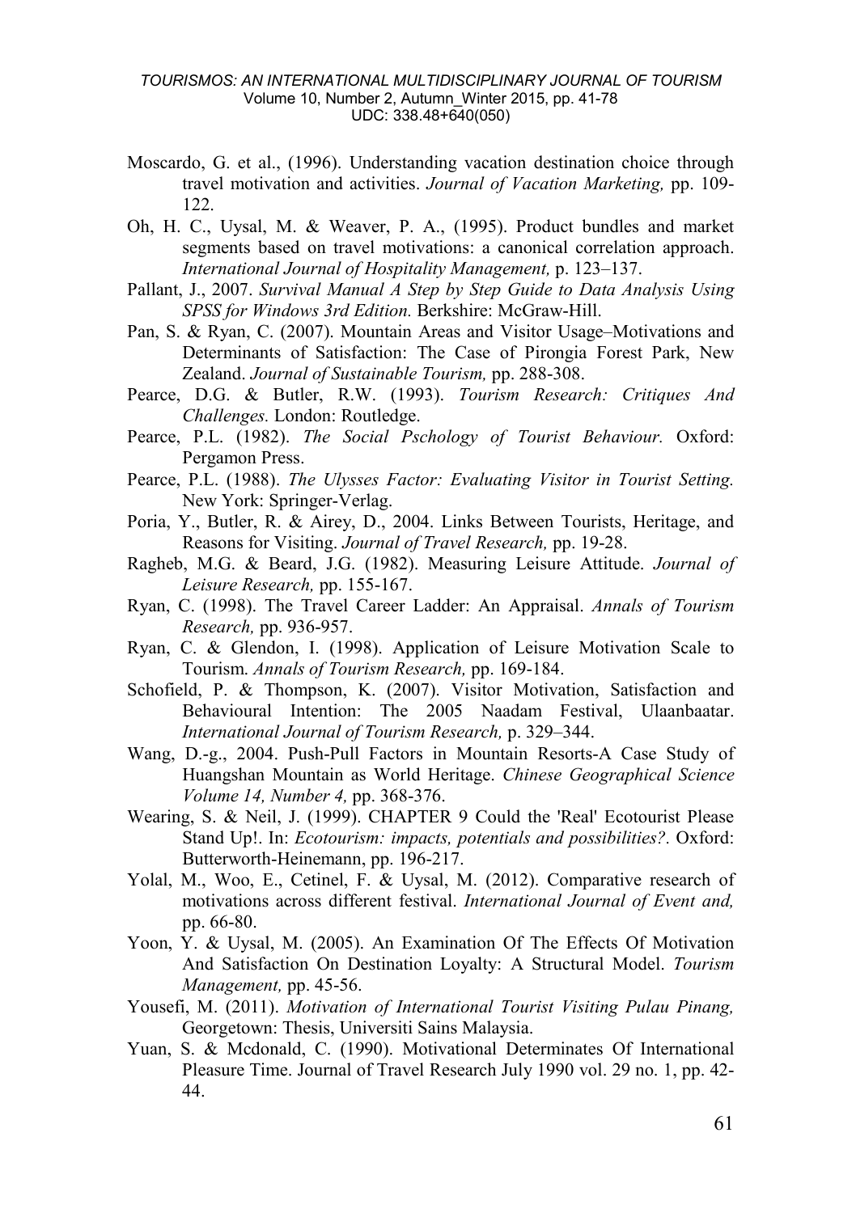Moscardo, G. et al., (1996). Understanding vacation destination choice through travel motivation and activities. *Journal of Vacation Marketing,* pp. 109-122.

Oh, H. C., Uysal, M. & Weaver, P. A., (1995). Product bundles and market segments based on travel motivations: a canonical correlation approach. *International Journal of Hospitality Management,* p. 123–137.

Pallant, J., 2007. *Survival Manual A Step by Step Guide to Data Analysis Using SPSS for Windows 3rd Edition.* Berkshire: McGraw-Hill.

Pan, S. & Ryan, C. (2007). Mountain Areas and Visitor Usage–Motivations and Determinants of Satisfaction: The Case of Pirongia Forest Park, New Zealand. *Journal of Sustainable Tourism,* pp. 288-308.

Pearce, D.G. & Butler, R.W. (1993). *Tourism Research: Critiques And Challenges.* London: Routledge.

Pearce, P.L. (1982). *The Social Pschology of Tourist Behaviour.* Oxford: Pergamon Press.

Pearce, P.L. (1988). *The Ulysses Factor: Evaluating Visitor in Tourist Setting.* New York: Springer-Verlag.

Poria, Y., Butler, R. & Airey, D., 2004. Links Between Tourists, Heritage, and Reasons for Visiting. *Journal of Travel Research,* pp. 19-28.

Ragheb, M.G. & Beard, J.G. (1982). Measuring Leisure Attitude. *Journal of Leisure Research,* pp. 155-167.

Ryan, C. (1998). The Travel Career Ladder: An Appraisal. *Annals of Tourism Research,* pp. 936-957.

Ryan, C. & Glendon, I. (1998). Application of Leisure Motivation Scale to Tourism. *Annals of Tourism Research,* pp. 169-184.

Schofield, P. & Thompson, K. (2007). Visitor Motivation, Satisfaction and Behavioural Intention: The 2005 Naadam Festival, Ulaanbaatar. *International Journal of Tourism Research,* p. 329–344.

Wang, D.-g., 2004. Push-Pull Factors in Mountain Resorts-A Case Study of Huangshan Mountain as World Heritage. *Chinese Geographical Science Volume 14, Number 4,* pp. 368-376.

Wearing, S. & Neil, J. (1999). CHAPTER 9 Could the 'Real' Ecotourist Please Stand Up!. In: *Ecotourism: impacts, potentials and possibilities?*. Oxford: Butterworth-Heinemann, pp. 196-217.

Yolal, M., Woo, E., Cetinel, F. & Uysal, M. (2012). Comparative research of motivations across different festival. *International Journal of Event and,* pp. 66-80.

Yoon, Y. & Uysal, M. (2005). An Examination Of The Effects Of Motivation And Satisfaction On Destination Loyalty: A Structural Model. *Tourism Management,* pp. 45-56.

Yousefi, M. (2011). *Motivation of International Tourist Visiting Pulau Pinang,* Georgetown: Thesis, Universiti Sains Malaysia.

Yuan, S. & Mcdonald, C. (1990). Motivational Determinates Of International Pleasure Time. Journal of Travel Research July 1990 vol. 29 no. 1, pp. 42-44.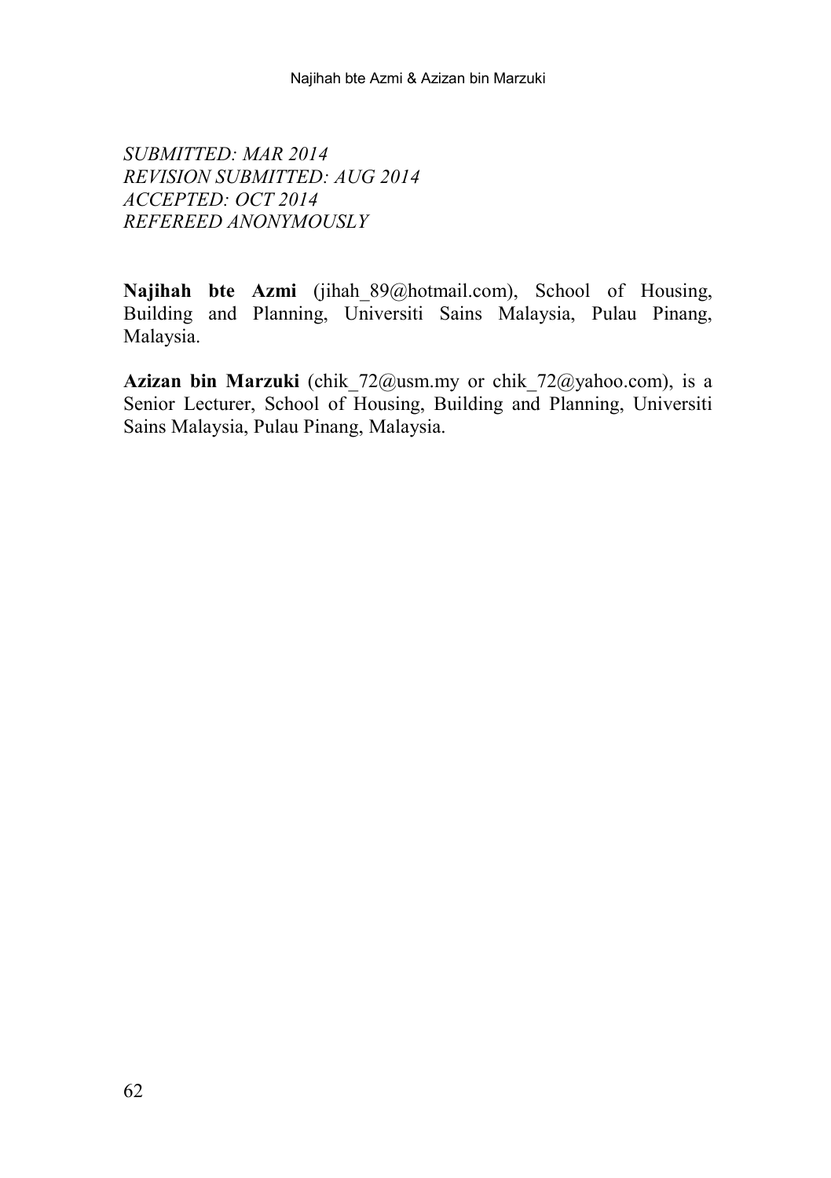*SUBMITTED: MAR 2014*
*REVISION SUBMITTED: AUG 2014*
*ACCEPTED: OCT 2014*
*REFEREED ANONYMOUSLY*

**Najihah bte Azmi** (jihah_89@hotmail.com), School of Housing, Building and Planning, Universiti Sains Malaysia, Pulau Pinang, Malaysia.

**Azizan bin Marzuki** (chik_72@usm.my or chik_72@yahoo.com), is a Senior Lecturer, School of Housing, Building and Planning, Universiti Sains Malaysia, Pulau Pinang, Malaysia.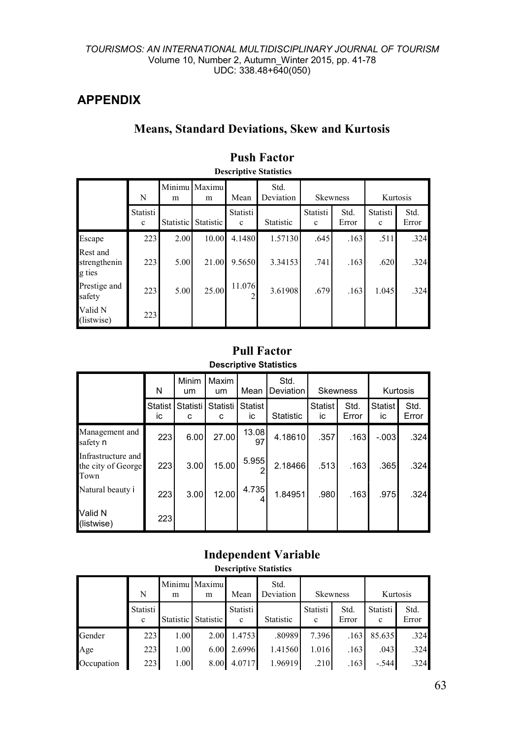## APPENDIX

### Means, Standard Deviations, Skew and Kurtosis

#### Push Factor

**Descriptive Statistics**

| | N | Minimum | Maximum | Mean | Std. Deviation | Skewness | | Kurtosis | |
|---|---|---|---|---|---|---|---|---|---|
| | Statistic | Statistic | Statistic | Statistic | Statistic | Statistic | Std. Error | Statistic | Std. Error |
| Escape | 223 | 2.00 | 10.00 | 4.1480 | 1.57130 | .645 | .163 | .511 | .324 |
| Rest and strengthening ties | 223 | 5.00 | 21.00 | 9.5650 | 3.34153 | .741 | .163 | .620 | .324 |
| Prestige and safety | 223 | 5.00 | 25.00 | 11.0762 | 3.61908 | .679 | .163 | 1.045 | .324 |
| Valid N (listwise) | 223 | | | | | | | | |

#### Pull Factor

**Descriptive Statistics**

| | N | Minimum | Maximum | Mean | Std. Deviation | Skewness | | Kurtosis | |
|---|---|---|---|---|---|---|---|---|---|
| | Statistic | Statistic | Statistic | Statistic | Statistic | Statistic | Std. Error | Statistic | Std. Error |
| Management and safety n | 223 | 6.00 | 27.00 | 13.0897 | 4.18610 | .357 | .163 | -.003 | .324 |
| Infrastructure and the city of George Town | 223 | 3.00 | 15.00 | 5.9552 | 2.18466 | .513 | .163 | .365 | .324 |
| Natural beauty i | 223 | 3.00 | 12.00 | 4.7354 | 1.84951 | .980 | .163 | .975 | .324 |
| Valid N (listwise) | 223 | | | | | | | | |

#### Independent Variable

**Descriptive Statistics**

| | N | Minimum | Maximum | Mean | Std. Deviation | Skewness | | Kurtosis | |
|---|---|---|---|---|---|---|---|---|---|
| | Statistic | Statistic | Statistic | Statistic | Statistic | Statistic | Std. Error | Statistic | Std. Error |
| Gender | 223 | 1.00 | 2.00 | 1.4753 | .80989 | 7.396 | .163 | 85.635 | .324 |
| Age | 223 | 1.00 | 6.00 | 2.6996 | 1.41560 | 1.016 | .163 | .043 | .324 |
| Occupation | 223 | 1.00 | 8.00 | 4.0717 | 1.96919 | .210 | .163 | -.544 | .324 |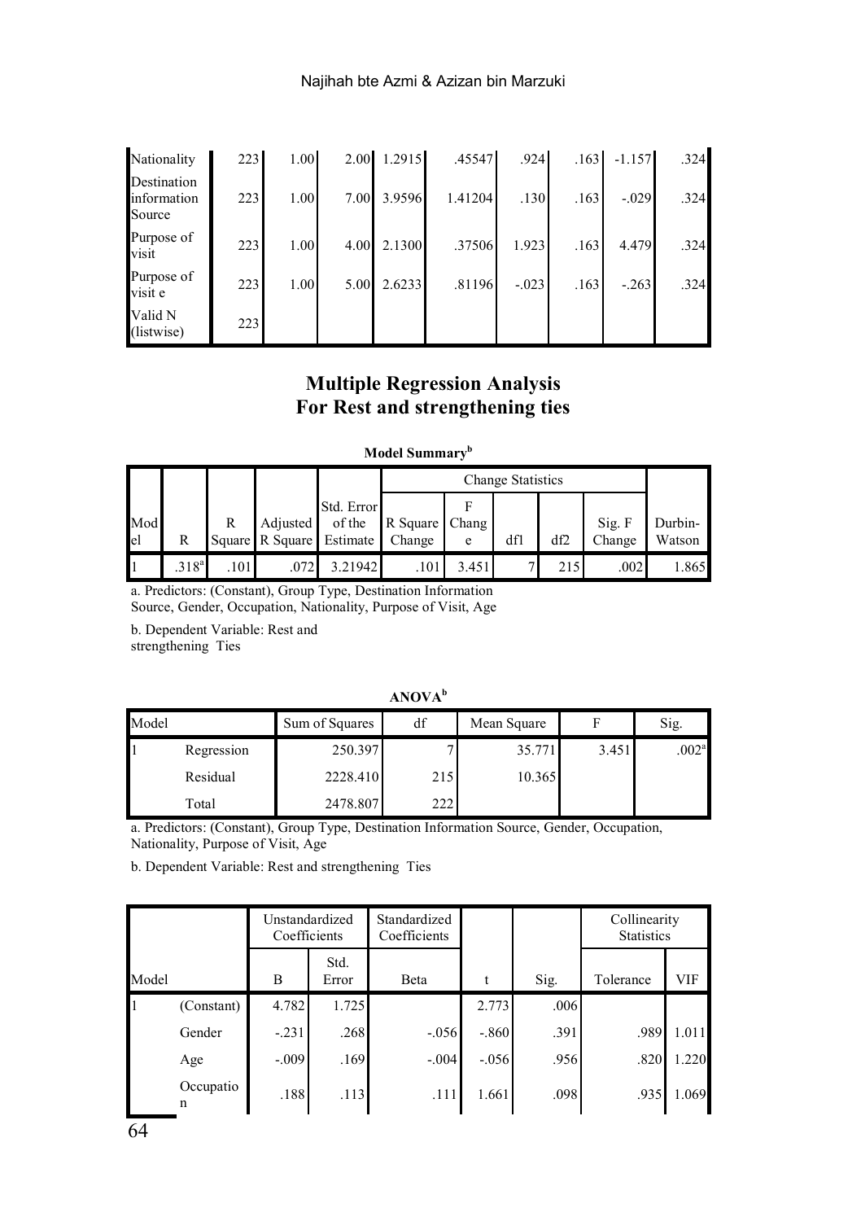| Nationality | 223 | 1.00 | 2.00 | 1.2915 | .45547 | .924 | .163 | -1.157 | .324 |
|---|---|---|---|---|---|---|---|---|---|
| Destination information Source | 223 | 1.00 | 7.00 | 3.9596 | 1.41204 | .130 | .163 | -.029 | .324 |
| Purpose of visit | 223 | 1.00 | 4.00 | 2.1300 | .37506 | 1.923 | .163 | 4.479 | .324 |
| Purpose of visit e | 223 | 1.00 | 5.00 | 2.6233 | .81196 | -.023 | .163 | -.263 | .324 |
| Valid N (listwise) | 223 | | | | | | | | |

## Multiple Regression Analysis For Rest and strengthening ties

**Model Summary**[b]

| | | | | | Change Statistics | | | | | |
|---|---|---|---|---|---|---|---|---|---|---|
| Model | R | R Square | Adjusted R Square | Std. Error of the Estimate | R Square Change | F Change | df1 | df2 | Sig. F Change | Durbin-Watson |
| 1 | .318[a] | .101 | .072 | 3.21942 | .101 | 3.451 | 7 | 215 | .002 | 1.865 |

a. Predictors: (Constant), Group Type, Destination Information Source, Gender, Occupation, Nationality, Purpose of Visit, Age

b. Dependent Variable: Rest and strengthening Ties

**ANOVA**[b]

| Model | | Sum of Squares | df | Mean Square | F | Sig. |
|---|---|---|---|---|---|---|
| 1 | Regression | 250.397 | 7 | 35.771 | 3.451 | .002[a] |
| | Residual | 2228.410 | 215 | 10.365 | | |
| | Total | 2478.807 | 222 | | | |

a. Predictors: (Constant), Group Type, Destination Information Source, Gender, Occupation, Nationality, Purpose of Visit, Age

b. Dependent Variable: Rest and strengthening Ties

| | | Unstandardized Coefficients | | Standardized Coefficients | | | Collinearity Statistics | |
|---|---|---|---|---|---|---|---|---|
| Model | | B | Std. Error | Beta | t | Sig. | Tolerance | VIF |
| 1 | (Constant) | 4.782 | 1.725 | | 2.773 | .006 | | |
| | Gender | -.231 | .268 | -.056 | -.860 | .391 | .989 | 1.011 |
| | Age | -.009 | .169 | -.004 | -.056 | .956 | .820 | 1.220 |
| | Occupation | .188 | .113 | .111 | 1.661 | .098 | .935 | 1.069 |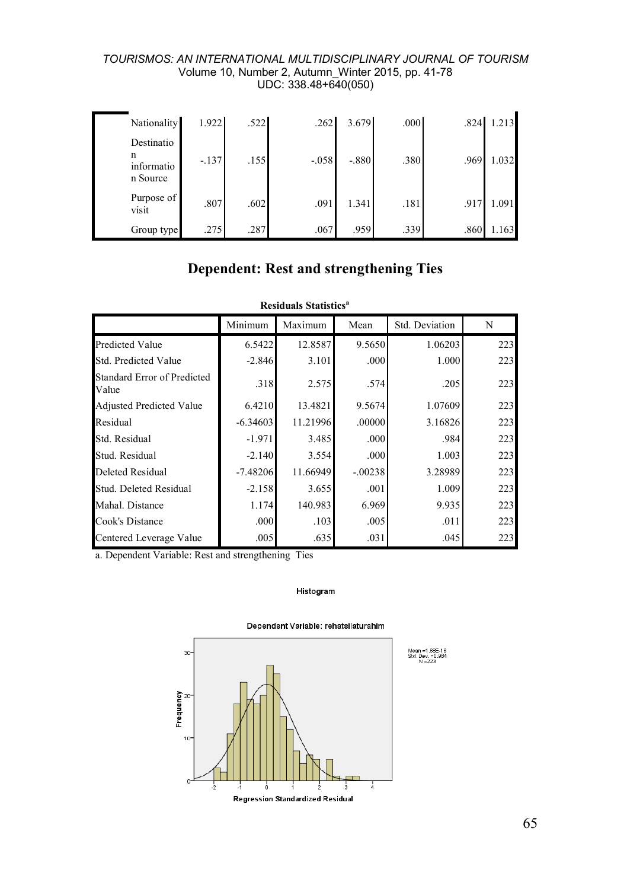| | | | | | | | |
|---|---|---|---|---|---|---|---|
| Nationality | 1.922 | .522 | .262 | 3.679 | .000 | .824 | 1.213 |
| Destination information Source | -.137 | .155 | -.058 | -.880 | .380 | .969 | 1.032 |
| Purpose of visit | .807 | .602 | .091 | 1.341 | .181 | .917 | 1.091 |
| Group type | .275 | .287 | .067 | .959 | .339 | .860 | 1.163 |

## Dependent: Rest and strengthening Ties

**Residuals Statistics[a]**

| | Minimum | Maximum | Mean | Std. Deviation | N |
|---|---|---|---|---|---|
| Predicted Value | 6.5422 | 12.8587 | 9.5650 | 1.06203 | 223 |
| Std. Predicted Value | -2.846 | 3.101 | .000 | 1.000 | 223 |
| Standard Error of Predicted Value | .318 | 2.575 | .574 | .205 | 223 |
| Adjusted Predicted Value | 6.4210 | 13.4821 | 9.5674 | 1.07609 | 223 |
| Residual | -6.34603 | 11.21996 | .00000 | 3.16826 | 223 |
| Std. Residual | -1.971 | 3.485 | .000 | .984 | 223 |
| Stud. Residual | -2.140 | 3.554 | .000 | 1.003 | 223 |
| Deleted Residual | -7.48206 | 11.66949 | -.00238 | 3.28989 | 223 |
| Stud. Deleted Residual | -2.158 | 3.655 | .001 | 1.009 | 223 |
| Mahal. Distance | 1.174 | 140.983 | 6.969 | 9.935 | 223 |
| Cook's Distance | .000 | .103 | .005 | .011 | 223 |
| Centered Leverage Value | .005 | .635 | .031 | .045 | 223 |

a. Dependent Variable: Rest and strengthening Ties

Histogram

Dependent Variable: rehatsilaturahim

Mean =1.88E-16
Std. Dev. =0.984
N =223

Regression Standardized Residual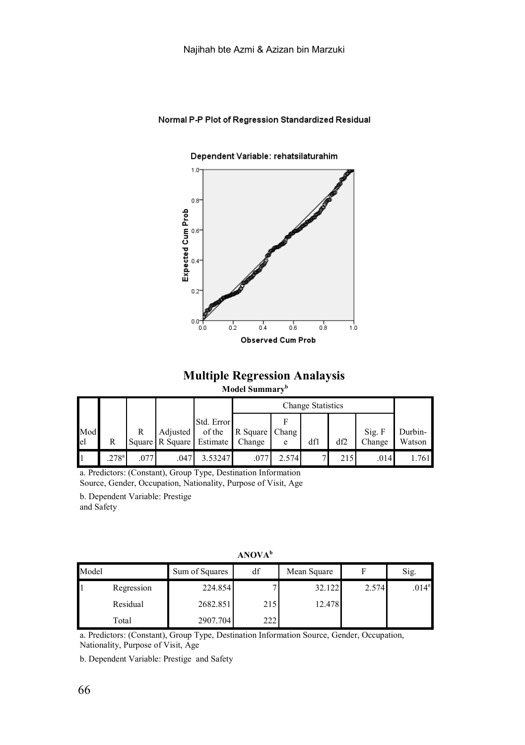Normal P-P Plot of Regression Standardized Residual

Dependent Variable: rehatsilaturahim

## Multiple Regression Analaysis

**Model Summary[b]**

| Model | R | R Square | Adjusted R Square | Std. Error of the Estimate | Change Statistics | | | | | Durbin-Watson |
|---|---|---|---|---|---|---|---|---|---|---|
| | | | | | R Square Change | F Change | df1 | df2 | Sig. F Change | |
| 1 | .278[a] | .077 | .047 | 3.53247 | .077 | 2.574 | 7 | 215 | .014 | 1.761 |

a. Predictors: (Constant), Group Type, Destination Information Source, Gender, Occupation, Nationality, Purpose of Visit, Age

b. Dependent Variable: Prestige and Safety

**ANOVA[b]**

| Model | | Sum of Squares | df | Mean Square | F | Sig. |
|---|---|---|---|---|---|---|
| 1 | Regression | 224.854 | 7 | 32.122 | 2.574 | .014[a] |
| | Residual | 2682.851 | 215 | 12.478 | | |
| | Total | 2907.704 | 222 | | | |

a. Predictors: (Constant), Group Type, Destination Information Source, Gender, Occupation, Nationality, Purpose of Visit, Age

b. Dependent Variable: Prestige and Safety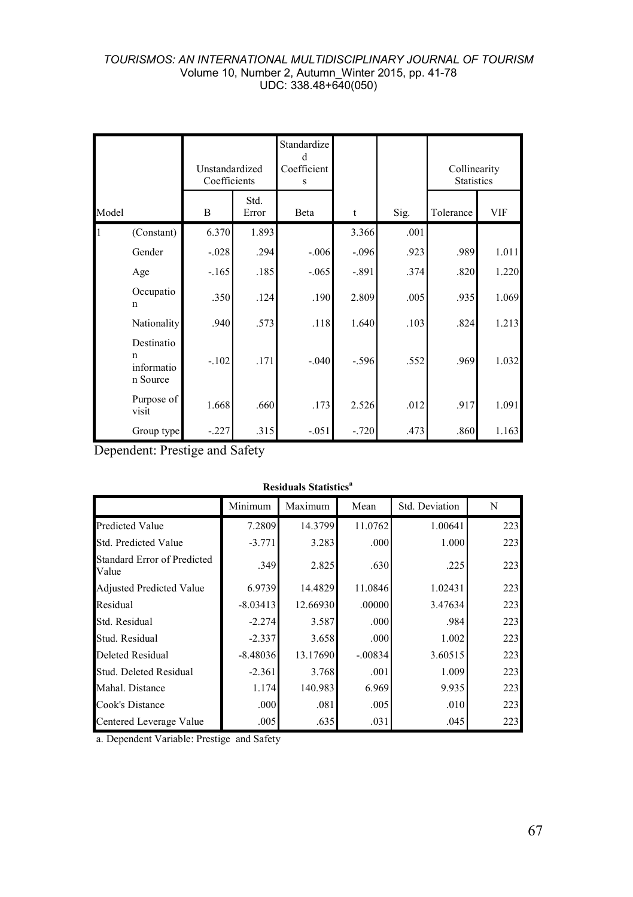| Model | | Unstandardized Coefficients | | Standardized Coefficients | t | Sig. | Collinearity Statistics | |
|---|---|---|---|---|---|---|---|---|
| | | B | Std. Error | Beta | | | Tolerance | VIF |
| 1 | (Constant) | 6.370 | 1.893 | | 3.366 | .001 | | |
| | Gender | -.028 | .294 | -.006 | -.096 | .923 | .989 | 1.011 |
| | Age | -.165 | .185 | -.065 | -.891 | .374 | .820 | 1.220 |
| | Occupation | .350 | .124 | .190 | 2.809 | .005 | .935 | 1.069 |
| | Nationality | .940 | .573 | .118 | 1.640 | .103 | .824 | 1.213 |
| | Destination information Source | -.102 | .171 | -.040 | -.596 | .552 | .969 | 1.032 |
| | Purpose of visit | 1.668 | .660 | .173 | 2.526 | .012 | .917 | 1.091 |
| | Group type | -.227 | .315 | -.051 | -.720 | .473 | .860 | 1.163 |

Dependent: Prestige and Safety

**Residuals Statistics[a]**

| | Minimum | Maximum | Mean | Std. Deviation | N |
|---|---|---|---|---|---|
| Predicted Value | 7.2809 | 14.3799 | 11.0762 | 1.00641 | 223 |
| Std. Predicted Value | -3.771 | 3.283 | .000 | 1.000 | 223 |
| Standard Error of Predicted Value | .349 | 2.825 | .630 | .225 | 223 |
| Adjusted Predicted Value | 6.9739 | 14.4829 | 11.0846 | 1.02431 | 223 |
| Residual | -8.03413 | 12.66930 | .00000 | 3.47634 | 223 |
| Std. Residual | -2.274 | 3.587 | .000 | .984 | 223 |
| Stud. Residual | -2.337 | 3.658 | .000 | 1.002 | 223 |
| Deleted Residual | -8.48036 | 13.17690 | -.00834 | 3.60515 | 223 |
| Stud. Deleted Residual | -2.361 | 3.768 | .001 | 1.009 | 223 |
| Mahal. Distance | 1.174 | 140.983 | 6.969 | 9.935 | 223 |
| Cook's Distance | .000 | .081 | .005 | .010 | 223 |
| Centered Leverage Value | .005 | .635 | .031 | .045 | 223 |

a. Dependent Variable: Prestige and Safety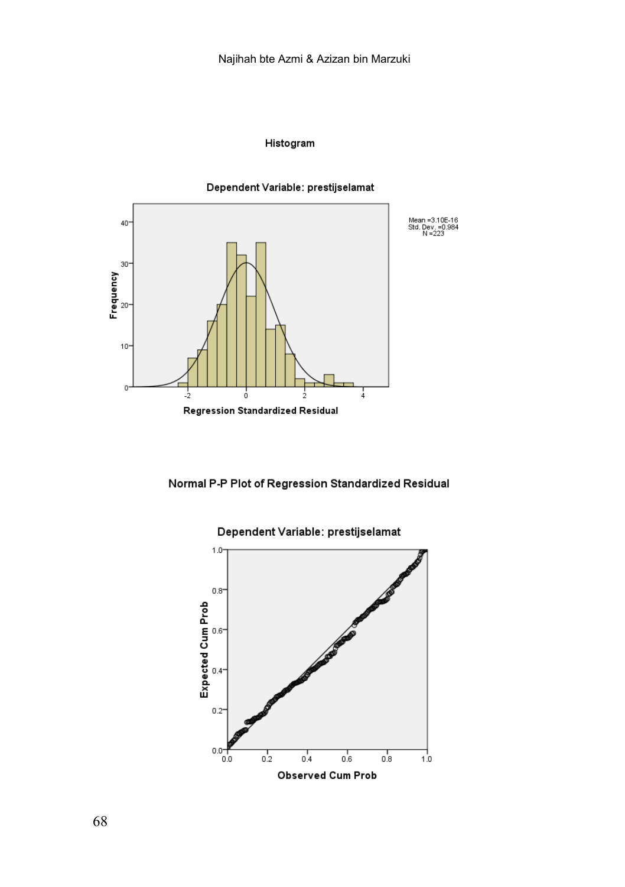Histogram

Dependent Variable: prestijselamat

Mean =3.10E-16
Std. Dev. =0.984
N =223

Normal P-P Plot of Regression Standardized Residual

Dependent Variable: prestijselamat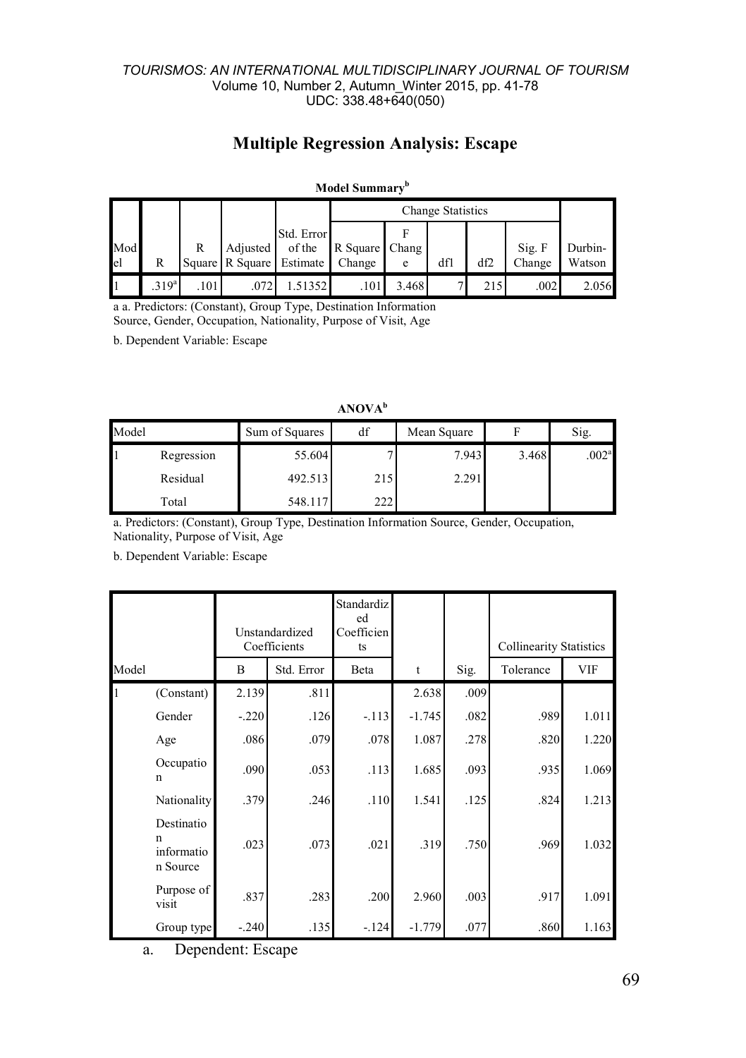## Multiple Regression Analysis: Escape

**Model Summary**[b]

| Model | R | R Square | Adjusted R Square | Std. Error of the Estimate | Change Statistics | | | | | Durbin-Watson |
|---|---|---|---|---|---|---|---|---|---|---|
| | | | | | R Square Change | F Change | df1 | df2 | Sig. F Change | |
| 1 | .319[a] | .101 | .072 | 1.51352 | .101 | 3.468 | 7 | 215 | .002 | 2.056 |

a a. Predictors: (Constant), Group Type, Destination Information Source, Gender, Occupation, Nationality, Purpose of Visit, Age

b. Dependent Variable: Escape

**ANOVA**[b]

| Model | | Sum of Squares | df | Mean Square | F | Sig. |
|---|---|---|---|---|---|---|
| 1 | Regression | 55.604 | 7 | 7.943 | 3.468 | .002[a] |
| | Residual | 492.513 | 215 | 2.291 | | |
| | Total | 548.117 | 222 | | | |

a. Predictors: (Constant), Group Type, Destination Information Source, Gender, Occupation, Nationality, Purpose of Visit, Age

b. Dependent Variable: Escape

| Model | | Unstandardized Coefficients | | Standardized Coefficients | t | Sig. | Collinearity Statistics | |
|---|---|---|---|---|---|---|---|---|
| | | B | Std. Error | Beta | | | Tolerance | VIF |
| 1 | (Constant) | 2.139 | .811 | | 2.638 | .009 | | |
| | Gender | -.220 | .126 | -.113 | -1.745 | .082 | .989 | 1.011 |
| | Age | .086 | .079 | .078 | 1.087 | .278 | .820 | 1.220 |
| | Occupation | .090 | .053 | .113 | 1.685 | .093 | .935 | 1.069 |
| | Nationality | .379 | .246 | .110 | 1.541 | .125 | .824 | 1.213 |
| | Destination information Source | .023 | .073 | .021 | .319 | .750 | .969 | 1.032 |
| | Purpose of visit | .837 | .283 | .200 | 2.960 | .003 | .917 | 1.091 |
| | Group type | -.240 | .135 | -.124 | -1.779 | .077 | .860 | 1.163 |

a. Dependent: Escape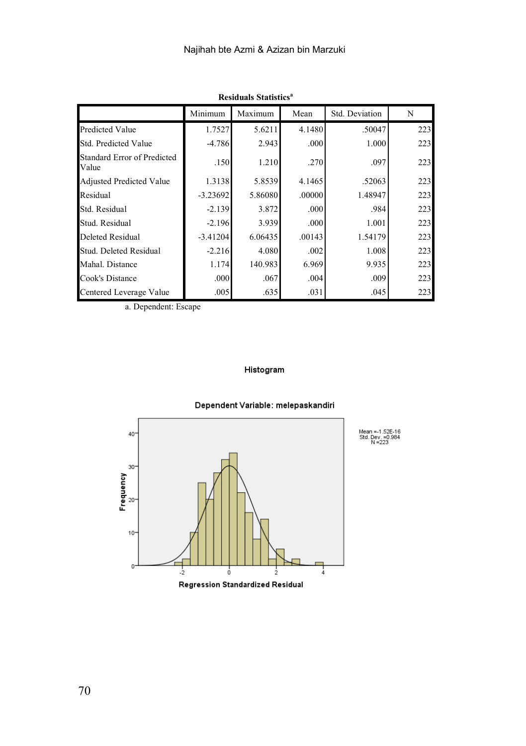**Residuals Statistics[a]**

| | Minimum | Maximum | Mean | Std. Deviation | N |
|---|---|---|---|---|---|
| Predicted Value | 1.7527 | 5.6211 | 4.1480 | .50047 | 223 |
| Std. Predicted Value | -4.786 | 2.943 | .000 | 1.000 | 223 |
| Standard Error of Predicted Value | .150 | 1.210 | .270 | .097 | 223 |
| Adjusted Predicted Value | 1.3138 | 5.8539 | 4.1465 | .52063 | 223 |
| Residual | -3.23692 | 5.86080 | .00000 | 1.48947 | 223 |
| Std. Residual | -2.139 | 3.872 | .000 | .984 | 223 |
| Stud. Residual | -2.196 | 3.939 | .000 | 1.001 | 223 |
| Deleted Residual | -3.41204 | 6.06435 | .00143 | 1.54179 | 223 |
| Stud. Deleted Residual | -2.216 | 4.080 | .002 | 1.008 | 223 |
| Mahal. Distance | 1.174 | 140.983 | 6.969 | 9.935 | 223 |
| Cook's Distance | .000 | .067 | .004 | .009 | 223 |
| Centered Leverage Value | .005 | .635 | .031 | .045 | 223 |

a. Dependent: Escape

**Histogram**

**Dependent Variable: melepaskandiri**

Mean =-1.52E-16
Std. Dev. =0.984
N =223

Regression Standardized Residual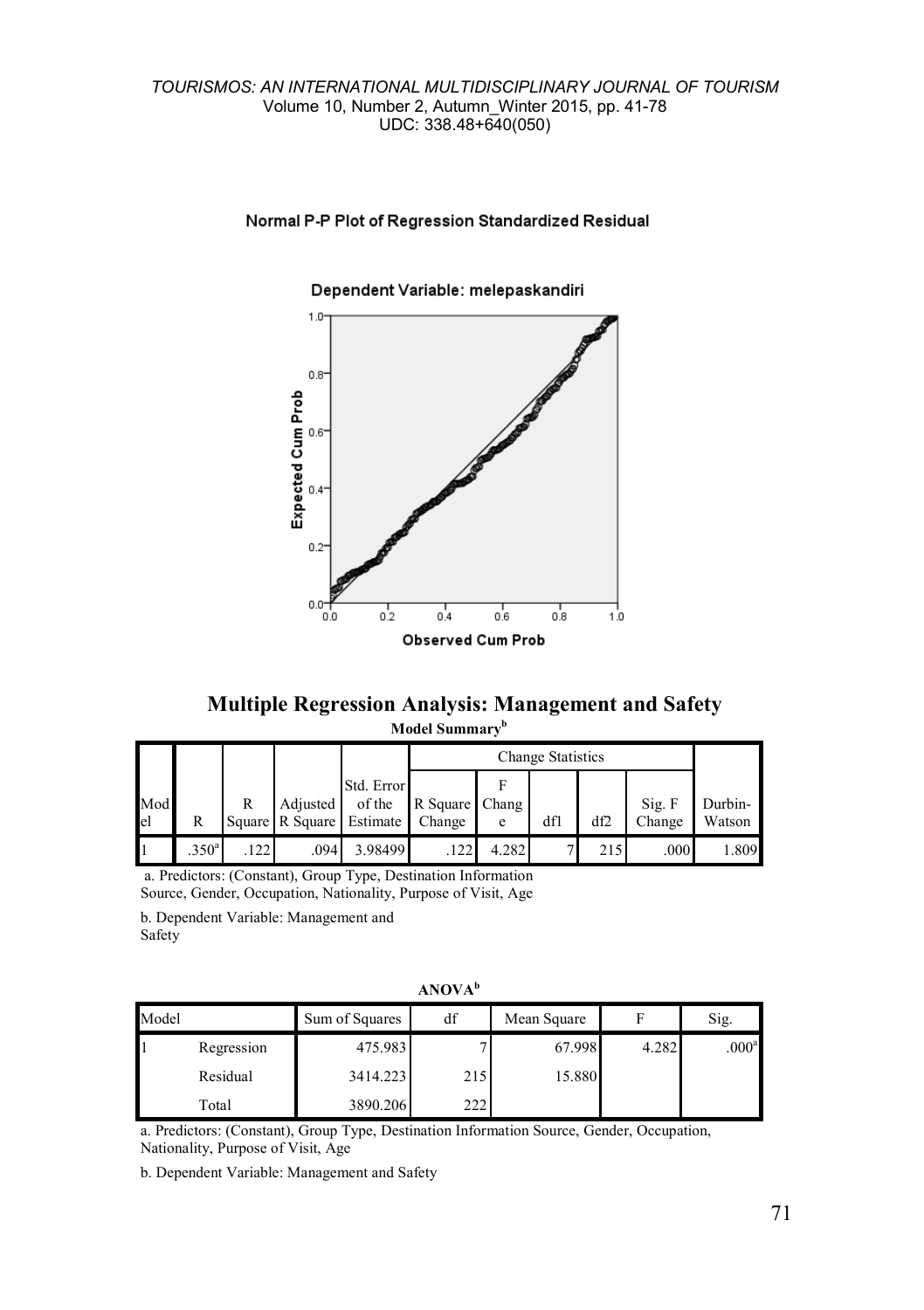Normal P-P Plot of Regression Standardized Residual

Dependent Variable: melepaskandiri

## Multiple Regression Analysis: Management and Safety

**Model Summary**[b]

| Model | R | R Square | Adjusted R Square | Std. Error of the Estimate | Change Statistics | | | | | Durbin-Watson |
|---|---|---|---|---|---|---|---|---|---|---|
| | | | | | R Square Change | F Change | df1 | df2 | Sig. F Change | |
| 1 | .350[a] | .122 | .094 | 3.98499 | .122 | 4.282 | 7 | 215 | .000 | 1.809 |

a. Predictors: (Constant), Group Type, Destination Information Source, Gender, Occupation, Nationality, Purpose of Visit, Age

b. Dependent Variable: Management and Safety

**ANOVA**[b]

| Model | | Sum of Squares | df | Mean Square | F | Sig. |
|---|---|---|---|---|---|---|
| 1 | Regression | 475.983 | 7 | 67.998 | 4.282 | .000[a] |
| | Residual | 3414.223 | 215 | 15.880 | | |
| | Total | 3890.206 | 222 | | | |

a. Predictors: (Constant), Group Type, Destination Information Source, Gender, Occupation, Nationality, Purpose of Visit, Age

b. Dependent Variable: Management and Safety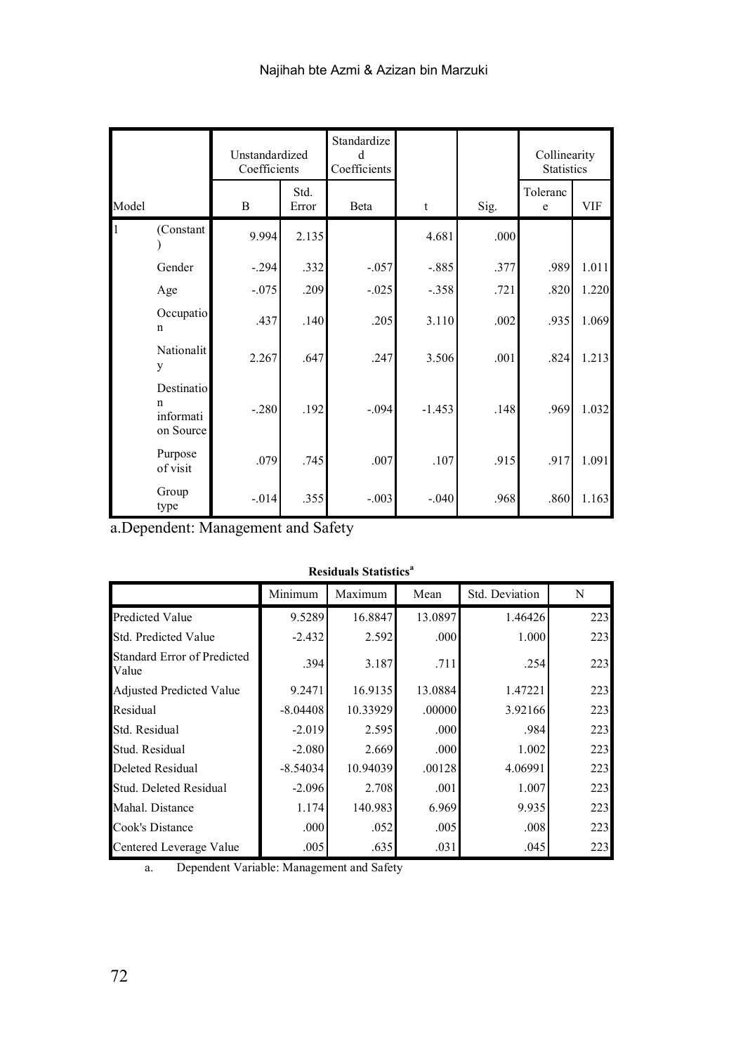| Model | | Unstandardized Coefficients | | Standardized Coefficients | t | Sig. | Collinearity Statistics | |
|---|---|---|---|---|---|---|---|---|
| | | B | Std. Error | Beta | | | Tolerance | VIF |
| 1 | (Constant) | 9.994 | 2.135 | | 4.681 | .000 | | |
| | Gender | -.294 | .332 | -.057 | -.885 | .377 | .989 | 1.011 |
| | Age | -.075 | .209 | -.025 | -.358 | .721 | .820 | 1.220 |
| | Occupation | .437 | .140 | .205 | 3.110 | .002 | .935 | 1.069 |
| | Nationality | 2.267 | .647 | .247 | 3.506 | .001 | .824 | 1.213 |
| | Destination information Source | -.280 | .192 | -.094 | -1.453 | .148 | .969 | 1.032 |
| | Purpose of visit | .079 | .745 | .007 | .107 | .915 | .917 | 1.091 |
| | Group type | -.014 | .355 | -.003 | -.040 | .968 | .860 | 1.163 |

a.Dependent: Management and Safety

**Residuals Statistics[a]**

| | Minimum | Maximum | Mean | Std. Deviation | N |
|---|---|---|---|---|---|
| Predicted Value | 9.5289 | 16.8847 | 13.0897 | 1.46426 | 223 |
| Std. Predicted Value | -2.432 | 2.592 | .000 | 1.000 | 223 |
| Standard Error of Predicted Value | .394 | 3.187 | .711 | .254 | 223 |
| Adjusted Predicted Value | 9.2471 | 16.9135 | 13.0884 | 1.47221 | 223 |
| Residual | -8.04408 | 10.33929 | .00000 | 3.92166 | 223 |
| Std. Residual | -2.019 | 2.595 | .000 | .984 | 223 |
| Stud. Residual | -2.080 | 2.669 | .000 | 1.002 | 223 |
| Deleted Residual | -8.54034 | 10.94039 | .00128 | 4.06991 | 223 |
| Stud. Deleted Residual | -2.096 | 2.708 | .001 | 1.007 | 223 |
| Mahal. Distance | 1.174 | 140.983 | 6.969 | 9.935 | 223 |
| Cook's Distance | .000 | .052 | .005 | .008 | 223 |
| Centered Leverage Value | .005 | .635 | .031 | .045 | 223 |

a. Dependent Variable: Management and Safety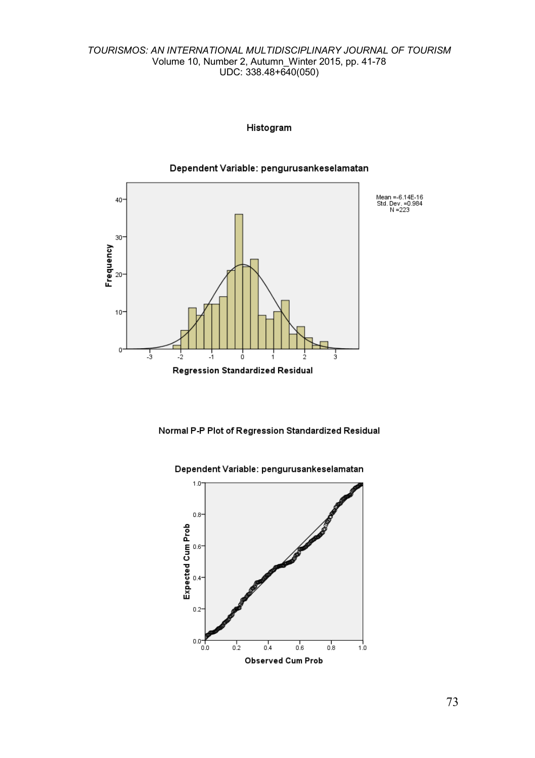Histogram

Dependent Variable: pengurusankeselamatan

Mean =-6.14E-16
Std. Dev. =0.984
N =223

Regression Standardized Residual

Normal P-P Plot of Regression Standardized Residual

Dependent Variable: pengurusankeselamatan

Observed Cum Prob

Expected Cum Prob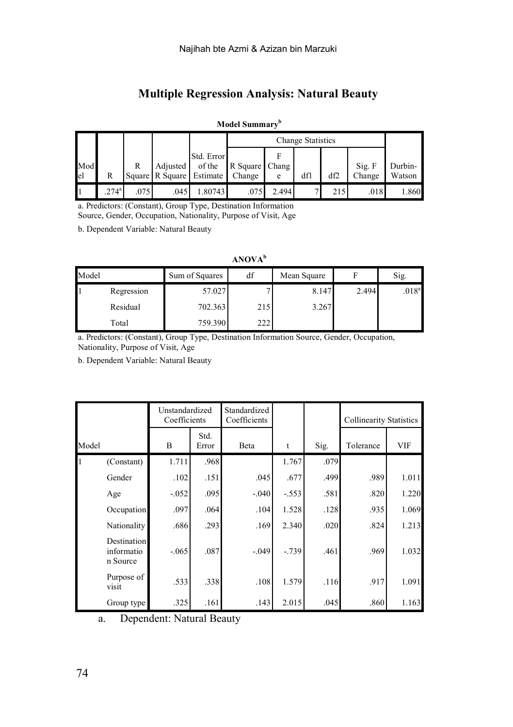## Multiple Regression Analysis: Natural Beauty

**Model Summary**[b]

| Model | R | R Square | Adjusted R Square | Std. Error of the Estimate | Change Statistics | | | | | Durbin-Watson |
|---|---|---|---|---|---|---|---|---|---|---|
| | | | | | R Square Change | F Change | df1 | df2 | Sig. F Change | |
| 1 | .274[a] | .075 | .045 | 1.80743 | .075 | 2.494 | 7 | 215 | .018 | 1.860 |

a. Predictors: (Constant), Group Type, Destination Information Source, Gender, Occupation, Nationality, Purpose of Visit, Age

b. Dependent Variable: Natural Beauty

**ANOVA**[b]

| Model | | Sum of Squares | df | Mean Square | F | Sig. |
|---|---|---|---|---|---|---|
| 1 | Regression | 57.027 | 7 | 8.147 | 2.494 | .018[a] |
| | Residual | 702.363 | 215 | 3.267 | | |
| | Total | 759.390 | 222 | | | |

a. Predictors: (Constant), Group Type, Destination Information Source, Gender, Occupation, Nationality, Purpose of Visit, Age

b. Dependent Variable: Natural Beauty

| Model | | Unstandardized Coefficients | | Standardized Coefficients | t | Sig. | Collinearity Statistics | |
|---|---|---|---|---|---|---|---|---|
| | | B | Std. Error | Beta | | | Tolerance | VIF |
| 1 | (Constant) | 1.711 | .968 | | 1.767 | .079 | | |
| | Gender | .102 | .151 | .045 | .677 | .499 | .989 | 1.011 |
| | Age | -.052 | .095 | -.040 | -.553 | .581 | .820 | 1.220 |
| | Occupation | .097 | .064 | .104 | 1.528 | .128 | .935 | 1.069 |
| | Nationality | .686 | .293 | .169 | 2.340 | .020 | .824 | 1.213 |
| | Destination information Source | -.065 | .087 | -.049 | -.739 | .461 | .969 | 1.032 |
| | Purpose of visit | .533 | .338 | .108 | 1.579 | .116 | .917 | 1.091 |
| | Group type | .325 | .161 | .143 | 2.015 | .045 | .860 | 1.163 |

a. Dependent: Natural Beauty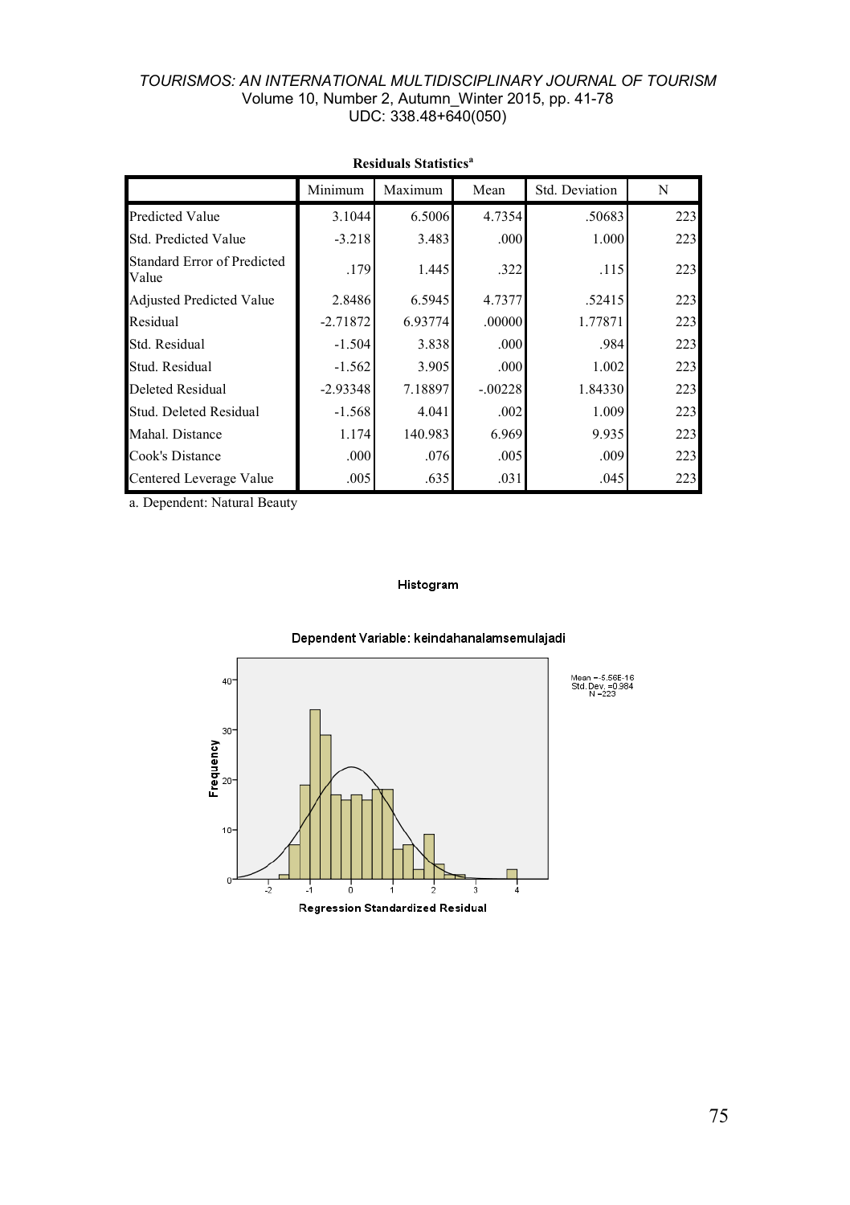**Residuals Statistics[a]**

| | Minimum | Maximum | Mean | Std. Deviation | N |
|---|---|---|---|---|---|
| Predicted Value | 3.1044 | 6.5006 | 4.7354 | .50683 | 223 |
| Std. Predicted Value | -3.218 | 3.483 | .000 | 1.000 | 223 |
| Standard Error of Predicted Value | .179 | 1.445 | .322 | .115 | 223 |
| Adjusted Predicted Value | 2.8486 | 6.5945 | 4.7377 | .52415 | 223 |
| Residual | -2.71872 | 6.93774 | .00000 | 1.77871 | 223 |
| Std. Residual | -1.504 | 3.838 | .000 | .984 | 223 |
| Stud. Residual | -1.562 | 3.905 | .000 | 1.002 | 223 |
| Deleted Residual | -2.93348 | 7.18897 | -.00228 | 1.84330 | 223 |
| Stud. Deleted Residual | -1.568 | 4.041 | .002 | 1.009 | 223 |
| Mahal. Distance | 1.174 | 140.983 | 6.969 | 9.935 | 223 |
| Cook's Distance | .000 | .076 | .005 | .009 | 223 |
| Centered Leverage Value | .005 | .635 | .031 | .045 | 223 |

a. Dependent: Natural Beauty

**Histogram**

Dependent Variable: keindahanalamsemulajadi

Mean =-5.56E-16
Std. Dev. =0.984
N =223

Frequency

Regression Standardized Residual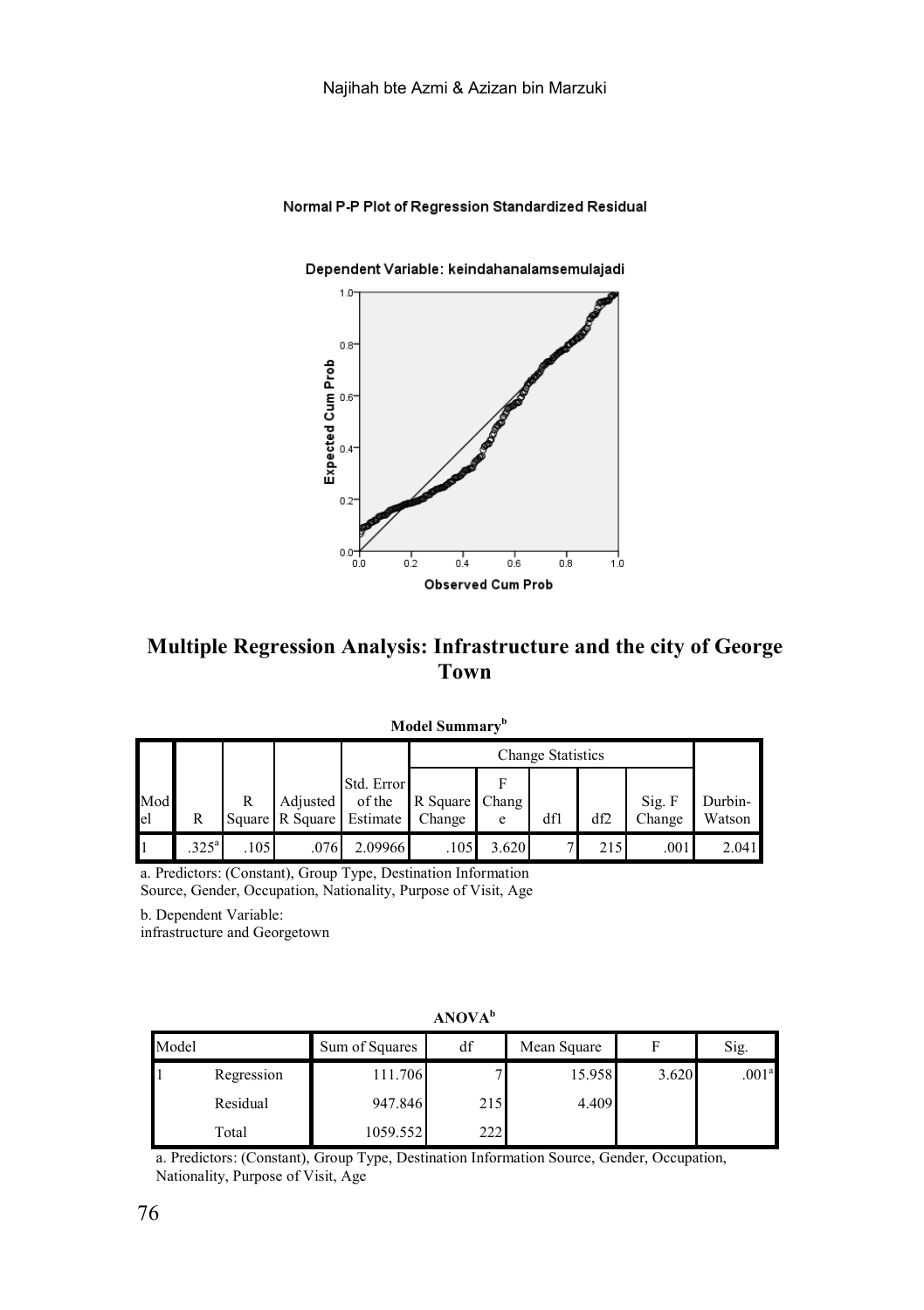Normal P-P Plot of Regression Standardized Residual

Dependent Variable: keindahanalamsemulajadi

## Multiple Regression Analysis: Infrastructure and the city of George Town

**Model Summary**[b]

| | | | | | Change Statistics | | | | | |
|---|---|---|---|---|---|---|---|---|---|---|
| Model | R | R Square | Adjusted R Square | Std. Error of the Estimate | R Square Change | F Change | df1 | df2 | Sig. F Change | Durbin-Watson |
| 1 | .325[a] | .105 | .076 | 2.09966 | .105 | 3.620 | 7 | 215 | .001 | 2.041 |

a. Predictors: (Constant), Group Type, Destination Information Source, Gender, Occupation, Nationality, Purpose of Visit, Age

b. Dependent Variable: infrastructure and Georgetown

**ANOVA**[b]

| Model | | Sum of Squares | df | Mean Square | F | Sig. |
|---|---|---|---|---|---|---|
| 1 | Regression | 111.706 | 7 | 15.958 | 3.620 | .001[a] |
| | Residual | 947.846 | 215 | 4.409 | | |
| | Total | 1059.552 | 222 | | | |

a. Predictors: (Constant), Group Type, Destination Information Source, Gender, Occupation, Nationality, Purpose of Visit, Age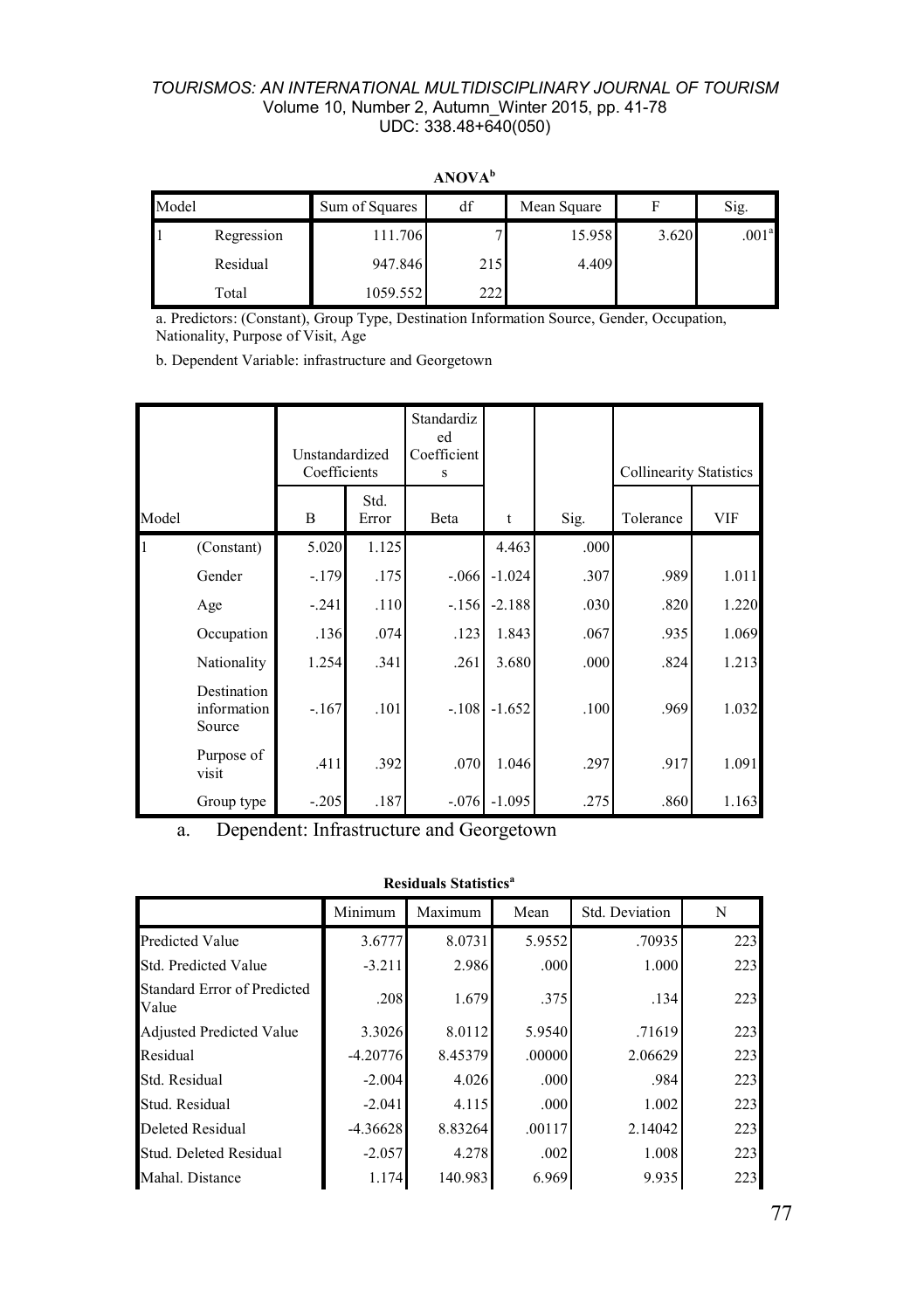**ANOVA[b]**

| Model | | Sum of Squares | df | Mean Square | F | Sig. |
|---|---|---|---|---|---|---|
| 1 | Regression | 111.706 | 7 | 15.958 | 3.620 | .001[a] |
| | Residual | 947.846 | 215 | 4.409 | | |
| | Total | 1059.552 | 222 | | | |

a. Predictors: (Constant), Group Type, Destination Information Source, Gender, Occupation, Nationality, Purpose of Visit, Age

b. Dependent Variable: infrastructure and Georgetown

| Model | | Unstandardized Coefficients | | Standardized Coefficients | t | Sig. | Collinearity Statistics | |
|---|---|---|---|---|---|---|---|---|
| | | B | Std. Error | Beta | | | Tolerance | VIF |
| 1 | (Constant) | 5.020 | 1.125 | | 4.463 | .000 | | |
| | Gender | -.179 | .175 | -.066 | -1.024 | .307 | .989 | 1.011 |
| | Age | -.241 | .110 | -.156 | -2.188 | .030 | .820 | 1.220 |
| | Occupation | .136 | .074 | .123 | 1.843 | .067 | .935 | 1.069 |
| | Nationality | 1.254 | .341 | .261 | 3.680 | .000 | .824 | 1.213 |
| | Destination information Source | -.167 | .101 | -.108 | -1.652 | .100 | .969 | 1.032 |
| | Purpose of visit | .411 | .392 | .070 | 1.046 | .297 | .917 | 1.091 |
| | Group type | -.205 | .187 | -.076 | -1.095 | .275 | .860 | 1.163 |

a. Dependent: Infrastructure and Georgetown

**Residuals Statistics[a]**

| | Minimum | Maximum | Mean | Std. Deviation | N |
|---|---|---|---|---|---|
| Predicted Value | 3.6777 | 8.0731 | 5.9552 | .70935 | 223 |
| Std. Predicted Value | -3.211 | 2.986 | .000 | 1.000 | 223 |
| Standard Error of Predicted Value | .208 | 1.679 | .375 | .134 | 223 |
| Adjusted Predicted Value | 3.3026 | 8.0112 | 5.9540 | .71619 | 223 |
| Residual | -4.20776 | 8.45379 | .00000 | 2.06629 | 223 |
| Std. Residual | -2.004 | 4.026 | .000 | .984 | 223 |
| Stud. Residual | -2.041 | 4.115 | .000 | 1.002 | 223 |
| Deleted Residual | -4.36628 | 8.83264 | .00117 | 2.14042 | 223 |
| Stud. Deleted Residual | -2.057 | 4.278 | .002 | 1.008 | 223 |
| Mahal. Distance | 1.174 | 140.983 | 6.969 | 9.935 | 223 |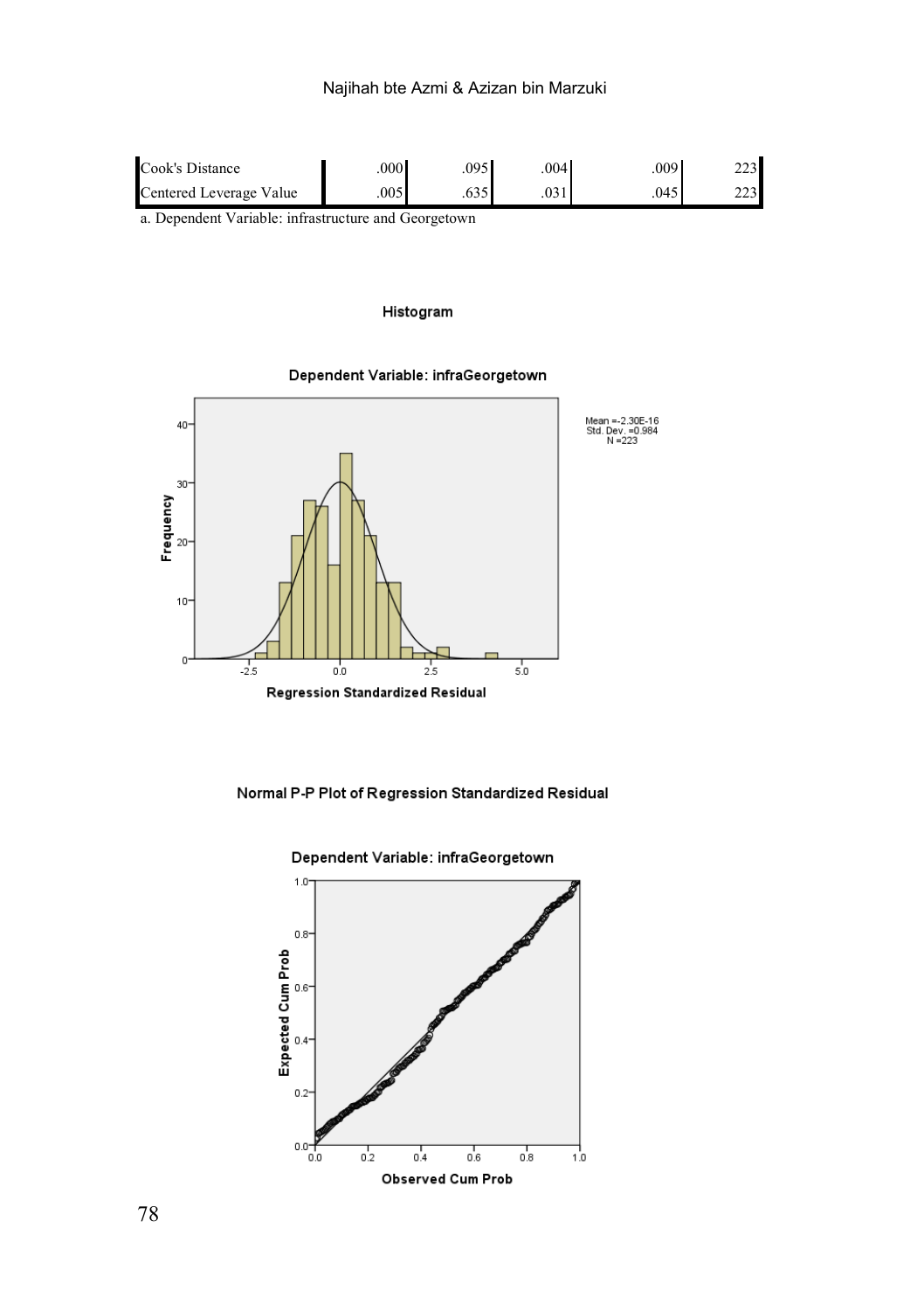| | | | | | |
|---|---|---|---|---|---|
| Cook's Distance | .000 | .095 | .004 | .009 | 223 |
| Centered Leverage Value | .005 | .635 | .031 | .045 | 223 |

a. Dependent Variable: infrastructure and Georgetown

Histogram

Dependent Variable: infraGeorgetown

Mean =-2.30E-16
Std. Dev. =0.984
N =223

Frequency

Regression Standardized Residual

Normal P-P Plot of Regression Standardized Residual

Dependent Variable: infraGeorgetown

Expected Cum Prob

Observed Cum Prob